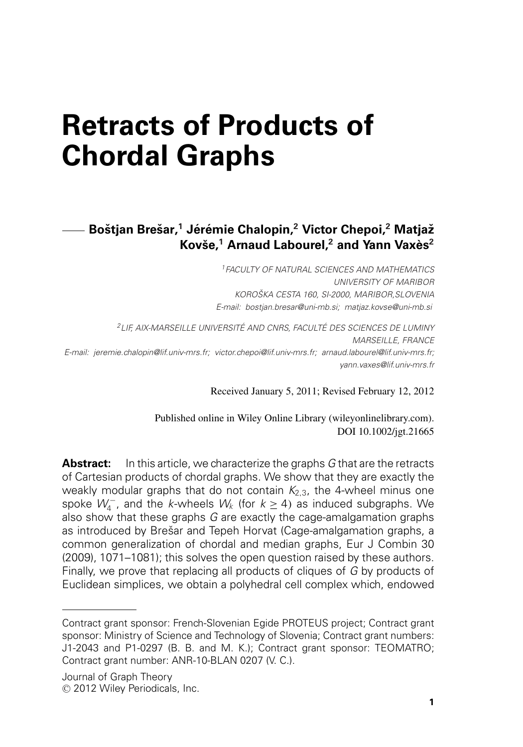# Retracts of Products of Chordal Graphs

**Boštjan Brešar,[1] Jérémie Chalopin,[2] Victor Chepoi,[2] Matjaž Kovše,[1] Arnaud Labourel,[2] and Yann Vaxès[2]**

[1] *FACULTY OF NATURAL SCIENCES AND MATHEMATICS*
*UNIVERSITY OF MARIBOR*
*KOROŠKA CESTA 160, SI-2000, MARIBOR, SLOVENIA*
*E-mail: bostjan.bresar@uni-mb.si; matjaz.kovse@uni-mb.si*

[2] *LIF, AIX-MARSEILLE UNIVERSITÉ AND CNRS, FACULTÉ DES SCIENCES DE LUMINY*
*MARSEILLE, FRANCE*
*E-mail: jeremie.chalopin@lif.univ-mrs.fr; victor.chepoi@lif.univ-mrs.fr; arnaud.labourel@lif.univ-mrs.fr; yann.vaxes@lif.univ-mrs.fr*

Received January 5, 2011; Revised February 12, 2012

Published online in Wiley Online Library (wileyonlinelibrary.com).
DOI 10.1002/jgt.21665

**Abstract:** In this article, we characterize the graphs $G$ that are the retracts of Cartesian products of chordal graphs. We show that they are exactly the weakly modular graphs that do not contain $K_{2,3}$, the 4-wheel minus one spoke $W_4^-$, and the $k$-wheels $W_k$ (for $k \geq 4$) as induced subgraphs. We also show that these graphs $G$ are exactly the cage-amalgamation graphs as introduced by Brešar and Tepeh Horvat (Cage-amalgamation graphs, a common generalization of chordal and median graphs, Eur J Combin 30 (2009), 1071–1081); this solves the open question raised by these authors. Finally, we prove that replacing all products of cliques of $G$ by products of Euclidean simplices, we obtain a polyhedral cell complex which, endowed

---

Contract grant sponsor: French-Slovenian Egide PROTEUS project; Contract grant sponsor: Ministry of Science and Technology of Slovenia; Contract grant numbers: J1-2043 and P1-0297 (B. B. and M. K.); Contract grant sponsor: TEOMATRO; Contract grant number: ANR-10-BLAN 0207 (V. C.).

Journal of Graph Theory
© 2012 Wiley Periodicals, Inc.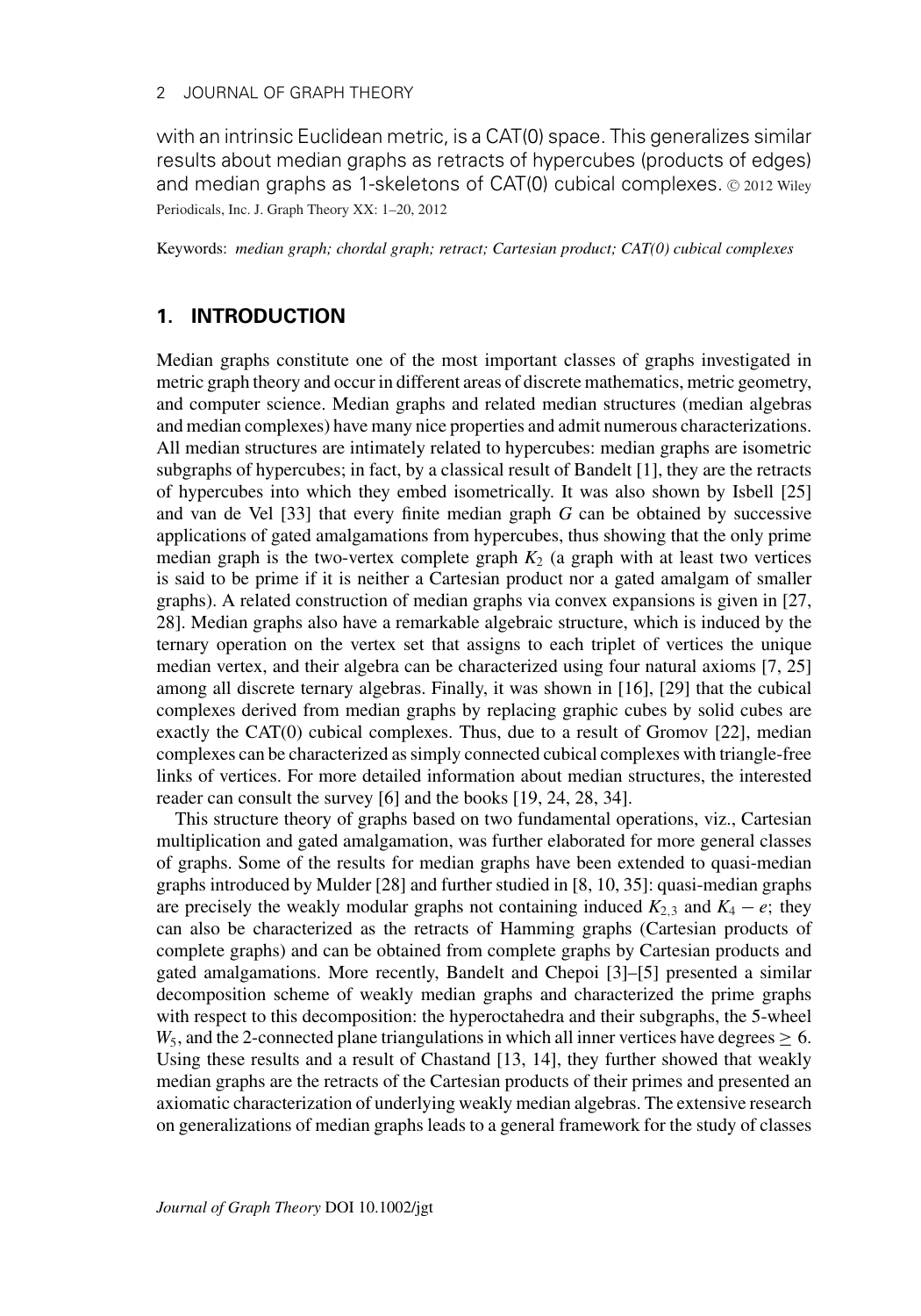with an intrinsic Euclidean metric, is a CAT(0) space. This generalizes similar results about median graphs as retracts of hypercubes (products of edges) and median graphs as 1-skeletons of CAT(0) cubical complexes. © 2012 Wiley Periodicals, Inc. J. Graph Theory XX: 1–20, 2012

Keywords: *median graph; chordal graph; retract; Cartesian product; CAT(0) cubical complexes*

## 1. INTRODUCTION

Median graphs constitute one of the most important classes of graphs investigated in metric graph theory and occur in different areas of discrete mathematics, metric geometry, and computer science. Median graphs and related median structures (median algebras and median complexes) have many nice properties and admit numerous characterizations. All median structures are intimately related to hypercubes: median graphs are isometric subgraphs of hypercubes; in fact, by a classical result of Bandelt [1], they are the retracts of hypercubes into which they embed isometrically. It was also shown by Isbell [25] and van de Vel [33] that every finite median graph $G$ can be obtained by successive applications of gated amalgamations from hypercubes, thus showing that the only prime median graph is the two-vertex complete graph $K_2$ (a graph with at least two vertices is said to be prime if it is neither a Cartesian product nor a gated amalgam of smaller graphs). A related construction of median graphs via convex expansions is given in [27, 28]. Median graphs also have a remarkable algebraic structure, which is induced by the ternary operation on the vertex set that assigns to each triplet of vertices the unique median vertex, and their algebra can be characterized using four natural axioms [7, 25] among all discrete ternary algebras. Finally, it was shown in [16], [29] that the cubical complexes derived from median graphs by replacing graphic cubes by solid cubes are exactly the CAT(0) cubical complexes. Thus, due to a result of Gromov [22], median complexes can be characterized as simply connected cubical complexes with triangle-free links of vertices. For more detailed information about median structures, the interested reader can consult the survey [6] and the books [19, 24, 28, 34].

This structure theory of graphs based on two fundamental operations, viz., Cartesian multiplication and gated amalgamation, was further elaborated for more general classes of graphs. Some of the results for median graphs have been extended to quasi-median graphs introduced by Mulder [28] and further studied in [8, 10, 35]: quasi-median graphs are precisely the weakly modular graphs not containing induced $K_{2,3}$ and $K_4 - e$; they can also be characterized as the retracts of Hamming graphs (Cartesian products of complete graphs) and can be obtained from complete graphs by Cartesian products and gated amalgamations. More recently, Bandelt and Chepoi [3]–[5] presented a similar decomposition scheme of weakly median graphs and characterized the prime graphs with respect to this decomposition: the hyperoctahedra and their subgraphs, the 5-wheel $W_5$, and the 2-connected plane triangulations in which all inner vertices have degrees $\geq 6$. Using these results and a result of Chastand [13, 14], they further showed that weakly median graphs are the retracts of the Cartesian products of their primes and presented an axiomatic characterization of underlying weakly median algebras. The extensive research on generalizations of median graphs leads to a general framework for the study of classes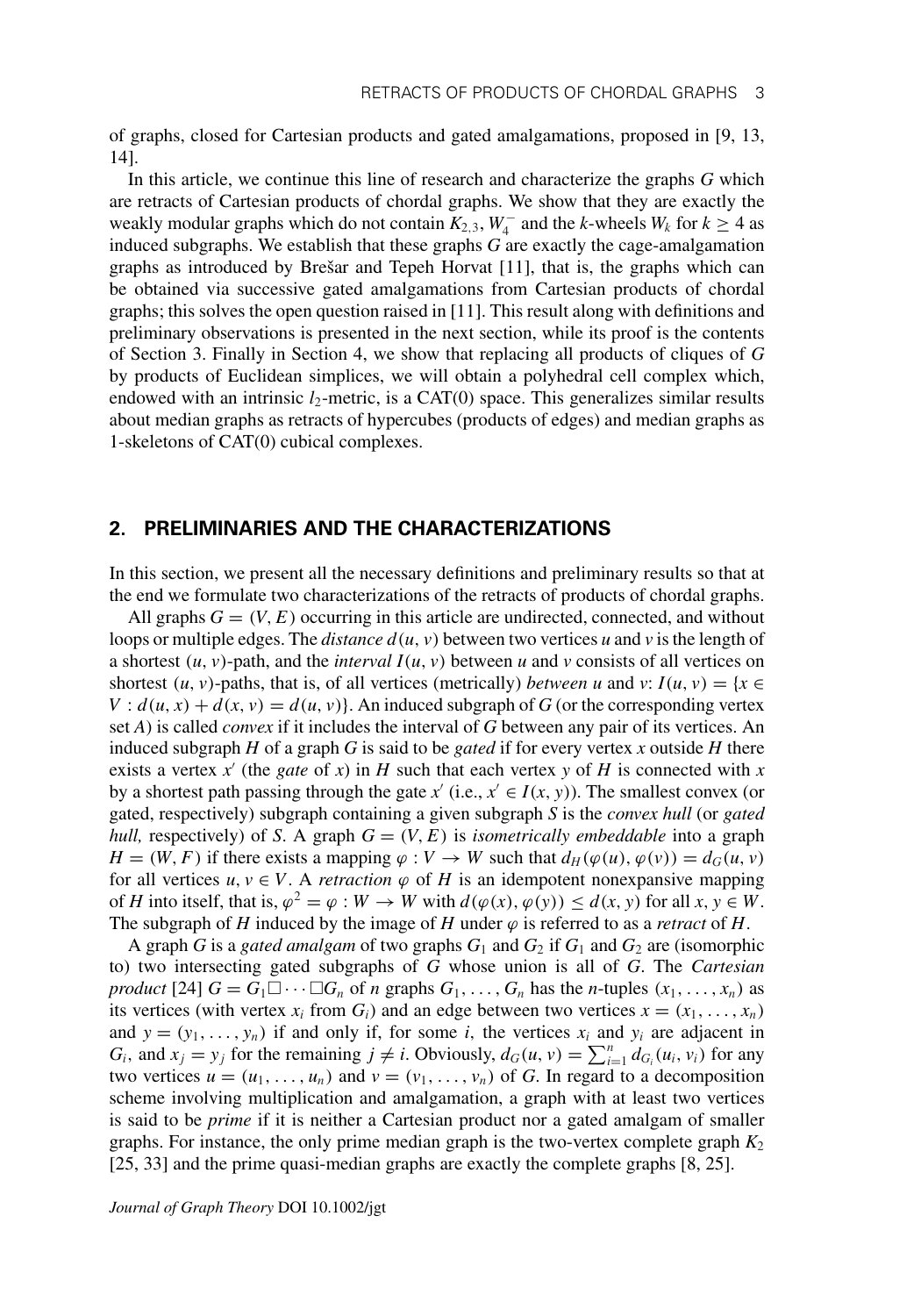of graphs, closed for Cartesian products and gated amalgamations, proposed in [9, 13, 14].

In this article, we continue this line of research and characterize the graphs $G$ which are retracts of Cartesian products of chordal graphs. We show that they are exactly the weakly modular graphs which do not contain $K_{2,3}$, $W_4^-$ and the $k$-wheels $W_k$ for $k \geq 4$ as induced subgraphs. We establish that these graphs $G$ are exactly the cage-amalgamation graphs as introduced by Brešar and Tepeh Horvat [11], that is, the graphs which can be obtained via successive gated amalgamations from Cartesian products of chordal graphs; this solves the open question raised in [11]. This result along with definitions and preliminary observations is presented in the next section, while its proof is the contents of Section 3. Finally in Section 4, we show that replacing all products of cliques of $G$ by products of Euclidean simplices, we will obtain a polyhedral cell complex which, endowed with an intrinsic $l_2$-metric, is a CAT(0) space. This generalizes similar results about median graphs as retracts of hypercubes (products of edges) and median graphs as 1-skeletons of CAT(0) cubical complexes.

## 2. PRELIMINARIES AND THE CHARACTERIZATIONS

In this section, we present all the necessary definitions and preliminary results so that at the end we formulate two characterizations of the retracts of products of chordal graphs.

All graphs $G = (V, E)$ occurring in this article are undirected, connected, and without loops or multiple edges. The *distance* $d(u, v)$ between two vertices $u$ and $v$ is the length of a shortest $(u, v)$-path, and the *interval* $I(u, v)$ between $u$ and $v$ consists of all vertices on shortest $(u, v)$-paths, that is, of all vertices (metrically) *between* $u$ and $v$: $I(u, v) = \{x \in V : d(u, x) + d(x, v) = d(u, v)\}$. An induced subgraph of $G$ (or the corresponding vertex set $A$) is called *convex* if it includes the interval of $G$ between any pair of its vertices. An induced subgraph $H$ of a graph $G$ is said to be *gated* if for every vertex $x$ outside $H$ there exists a vertex $x'$ (the *gate* of $x$) in $H$ such that each vertex $y$ of $H$ is connected with $x$ by a shortest path passing through the gate $x'$ (i.e., $x' \in I(x, y)$). The smallest convex (or gated, respectively) subgraph containing a given subgraph $S$ is the *convex hull* (or *gated hull,* respectively) of $S$. A graph $G = (V, E)$ is *isometrically embeddable* into a graph $H = (W, F)$ if there exists a mapping $\varphi : V \to W$ such that $d_H(\varphi(u), \varphi(v)) = d_G(u, v)$ for all vertices $u, v \in V$. A *retraction* $\varphi$ of $H$ is an idempotent nonexpansive mapping of $H$ into itself, that is, $\varphi^2 = \varphi : W \to W$ with $d(\varphi(x), \varphi(y)) \leq d(x, y)$ for all $x, y \in W$. The subgraph of $H$ induced by the image of $H$ under $\varphi$ is referred to as a *retract* of $H$.

A graph $G$ is a *gated amalgam* of two graphs $G_1$ and $G_2$ if $G_1$ and $G_2$ are (isomorphic to) two intersecting gated subgraphs of $G$ whose union is all of $G$. The *Cartesian product* [24] $G = G_1 \square \cdots \square G_n$ of $n$ graphs $G_1, \ldots, G_n$ has the $n$-tuples $(x_1, \ldots, x_n)$ as its vertices (with vertex $x_i$ from $G_i$) and an edge between two vertices $x = (x_1, \ldots, x_n)$ and $y = (y_1, \ldots, y_n)$ if and only if, for some $i$, the vertices $x_i$ and $y_i$ are adjacent in $G_i$, and $x_j = y_j$ for the remaining $j \neq i$. Obviously, $d_G(u, v) = \sum_{i=1}^{n} d_{G_i}(u_i, v_i)$ for any two vertices $u = (u_1, \ldots, u_n)$ and $v = (v_1, \ldots, v_n)$ of $G$. In regard to a decomposition scheme involving multiplication and amalgamation, a graph with at least two vertices is said to be *prime* if it is neither a Cartesian product nor a gated amalgam of smaller graphs. For instance, the only prime median graph is the two-vertex complete graph $K_2$ [25, 33] and the prime quasi-median graphs are exactly the complete graphs [8, 25].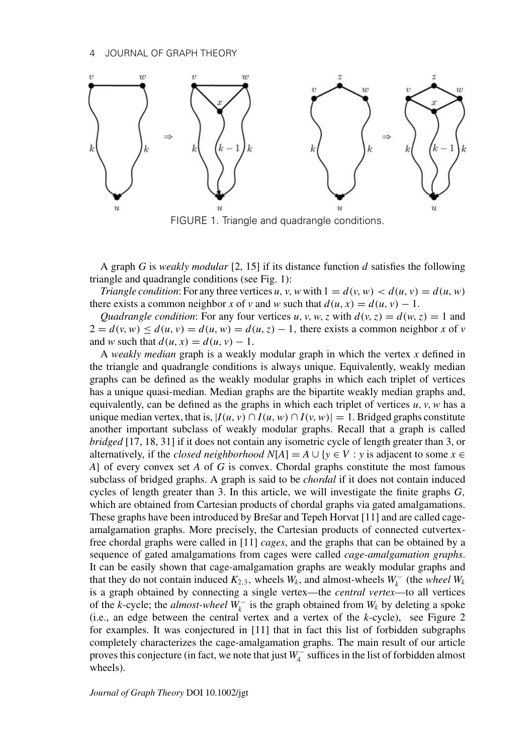FIGURE 1. Triangle and quadrangle conditions.

A graph $G$ is *weakly modular* [2, 15] if its distance function $d$ satisfies the following triangle and quadrangle conditions (see Fig. 1):

*Triangle condition*: For any three vertices $u, v, w$ with $1 = d(v, w) < d(u, v) = d(u, w)$ there exists a common neighbor $x$ of $v$ and $w$ such that $d(u, x) = d(u, v) - 1$.

*Quadrangle condition*: For any four vertices $u, v, w, z$ with $d(v, z) = d(w, z) = 1$ and $2 = d(v, w) \leq d(u, v) = d(u, w) = d(u, z) - 1$, there exists a common neighbor $x$ of $v$ and $w$ such that $d(u, x) = d(u, v) - 1$.

A *weakly median* graph is a weakly modular graph in which the vertex $x$ defined in the triangle and quadrangle conditions is always unique. Equivalently, weakly median graphs can be defined as the weakly modular graphs in which each triplet of vertices has a unique quasi-median. Median graphs are the bipartite weakly median graphs and, equivalently, can be defined as the graphs in which each triplet of vertices $u, v, w$ has a unique median vertex, that is, $|I(u, v) \cap I(u, w) \cap I(v, w)| = 1$. Bridged graphs constitute another important subclass of weakly modular graphs. Recall that a graph is called *bridged* [17, 18, 31] if it does not contain any isometric cycle of length greater than 3, or alternatively, if the *closed neighborhood* $N[A] = A \cup \{y \in V : y \text{ is adjacent to some } x \in A\}$ of every convex set $A$ of $G$ is convex. Chordal graphs constitute the most famous subclass of bridged graphs. A graph is said to be *chordal* if it does not contain induced cycles of length greater than 3. In this article, we will investigate the finite graphs $G$, which are obtained from Cartesian products of chordal graphs via gated amalgamations. These graphs have been introduced by Brešar and Tepeh Horvat [11] and are called cage-amalgamation graphs. More precisely, the Cartesian products of connected cutvertex-free chordal graphs were called in [11] *cages*, and the graphs that can be obtained by a sequence of gated amalgamations from cages were called *cage-amalgamation graphs*. It can be easily shown that cage-amalgamation graphs are weakly modular graphs and that they do not contain induced $K_{2,3}$, wheels $W_k$, and almost-wheels $W_k^-$ (the *wheel* $W_k$ is a graph obtained by connecting a single vertex—the *central vertex*—to all vertices of the $k$-cycle; the *almost-wheel* $W_k^-$ is the graph obtained from $W_k$ by deleting a spoke (i.e., an edge between the central vertex and a vertex of the $k$-cycle), see Figure 2 for examples. It was conjectured in [11] that in fact this list of forbidden subgraphs completely characterizes the cage-amalgamation graphs. The main result of our article proves this conjecture (in fact, we note that just $W_4^-$ suffices in the list of forbidden almost wheels).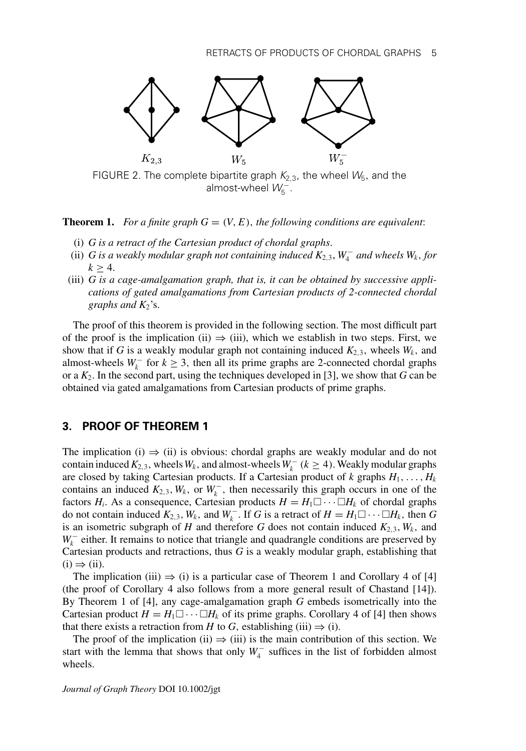FIGURE 2. The complete bipartite graph $K_{2,3}$, the wheel $W_5$, and the almost-wheel $W_5^-$.

**Theorem 1.** *For a finite graph $G = (V, E)$, the following conditions are equivalent*:

- (i) *$G$ is a retract of the Cartesian product of chordal graphs*.
- (ii) *$G$ is a weakly modular graph not containing induced $K_{2,3}$, $W_4^-$ and wheels $W_k$, for $k \geq 4$.*
- (iii) *$G$ is a cage-amalgamation graph, that is, it can be obtained by successive applications of gated amalgamations from Cartesian products of 2-connected chordal graphs and $K_2$'s.*

The proof of this theorem is provided in the following section. The most difficult part of the proof is the implication (ii) $\Rightarrow$ (iii), which we establish in two steps. First, we show that if $G$ is a weakly modular graph not containing induced $K_{2,3}$, wheels $W_k$, and almost-wheels $W_k^-$ for $k \geq 3$, then all its prime graphs are 2-connected chordal graphs or a $K_2$. In the second part, using the techniques developed in [3], we show that $G$ can be obtained via gated amalgamations from Cartesian products of prime graphs.

## 3. PROOF OF THEOREM 1

The implication (i) $\Rightarrow$ (ii) is obvious: chordal graphs are weakly modular and do not contain induced $K_{2,3}$, wheels $W_k$, and almost-wheels $W_k^-$ ($k \geq 4$). Weakly modular graphs are closed by taking Cartesian products. If a Cartesian product of $k$ graphs $H_1, \ldots, H_k$ contains an induced $K_{2,3}$, $W_k$, or $W_k^-$, then necessarily this graph occurs in one of the factors $H_i$. As a consequence, Cartesian products $H = H_1 \square \cdots \square H_k$ of chordal graphs do not contain induced $K_{2,3}$, $W_k$, and $W_k^-$. If $G$ is a retract of $H = H_1 \square \cdots \square H_k$, then $G$ is an isometric subgraph of $H$ and therefore $G$ does not contain induced $K_{2,3}$, $W_k$, and $W_k^-$ either. It remains to notice that triangle and quadrangle conditions are preserved by Cartesian products and retractions, thus $G$ is a weakly modular graph, establishing that (i) $\Rightarrow$ (ii).

The implication (iii) $\Rightarrow$ (i) is a particular case of Theorem 1 and Corollary 4 of [4] (the proof of Corollary 4 also follows from a more general result of Chastand [14]). By Theorem 1 of [4], any cage-amalgamation graph $G$ embeds isometrically into the Cartesian product $H = H_1 \square \cdots \square H_k$ of its prime graphs. Corollary 4 of [4] then shows that there exists a retraction from $H$ to $G$, establishing (iii) $\Rightarrow$ (i).

The proof of the implication (ii) $\Rightarrow$ (iii) is the main contribution of this section. We start with the lemma that shows that only $W_4^-$ suffices in the list of forbidden almost wheels.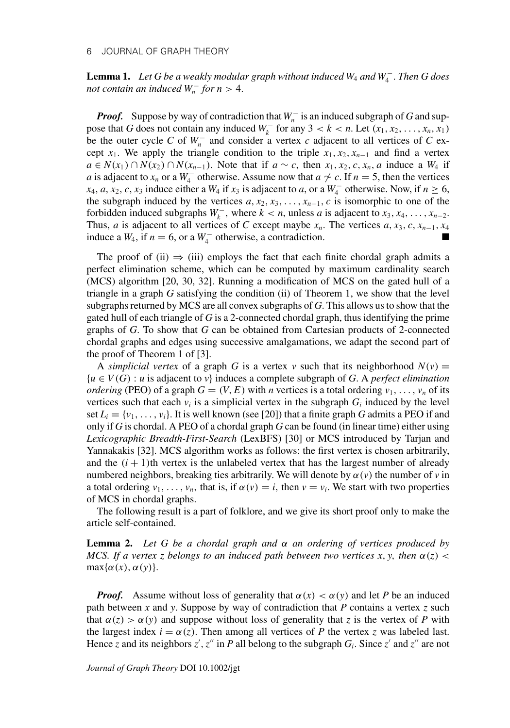**Lemma 1.** *Let $G$ be a weakly modular graph without induced $W_4$ and $W_4^-$. Then $G$ does not contain an induced $W_n^-$ for $n > 4$.*

***Proof.*** Suppose by way of contradiction that $W_n^-$ is an induced subgraph of $G$ and suppose that $G$ does not contain any induced $W_k^-$ for any $3 < k < n$. Let $(x_1, x_2, \ldots, x_n, x_1)$ be the outer cycle $C$ of $W_n^-$ and consider a vertex $c$ adjacent to all vertices of $C$ except $x_1$. We apply the triangle condition to the triple $x_1, x_2, x_{n-1}$ and find a vertex $a \in N(x_1) \cap N(x_2) \cap N(x_{n-1})$. Note that if $a \sim c$, then $x_1, x_2, c, x_n, a$ induce a $W_4$ if $a$ is adjacent to $x_n$ or a $W_4^-$ otherwise. Assume now that $a \not\sim c$. If $n = 5$, then the vertices $x_4, a, x_2, c, x_3$ induce either a $W_4$ if $x_3$ is adjacent to $a$, or a $W_4^-$ otherwise. Now, if $n \geq 6$, the subgraph induced by the vertices $a, x_2, x_3, \ldots, x_{n-1}, c$ is isomorphic to one of the forbidden induced subgraphs $W_k^-$, where $k < n$, unless $a$ is adjacent to $x_3, x_4, \ldots, x_{n-2}$. Thus, $a$ is adjacent to all vertices of $C$ except maybe $x_n$. The vertices $a, x_3, c, x_{n-1}, x_4$ induce a $W_4$, if $n = 6$, or a $W_4^-$ otherwise, a contradiction. ■

The proof of (ii) $\Rightarrow$ (iii) employs the fact that each finite chordal graph admits a perfect elimination scheme, which can be computed by maximum cardinality search (MCS) algorithm [20, 30, 32]. Running a modification of MCS on the gated hull of a triangle in a graph $G$ satisfying the condition (ii) of Theorem 1, we show that the level subgraphs returned by MCS are all convex subgraphs of $G$. This allows us to show that the gated hull of each triangle of $G$ is a 2-connected chordal graph, thus identifying the prime graphs of $G$. To show that $G$ can be obtained from Cartesian products of 2-connected chordal graphs and edges using successive amalgamations, we adapt the second part of the proof of Theorem 1 of [3].

A *simplicial vertex* of a graph $G$ is a vertex $v$ such that its neighborhood $N(v) = \{u \in V(G) : u \text{ is adjacent to } v\}$ induces a complete subgraph of $G$. A *perfect elimination ordering* (PEO) of a graph $G = (V, E)$ with $n$ vertices is a total ordering $v_1, \ldots, v_n$ of its vertices such that each $v_i$ is a simplicial vertex in the subgraph $G_i$ induced by the level set $L_i = \{v_1, \ldots, v_i\}$. It is well known (see [20]) that a finite graph $G$ admits a PEO if and only if $G$ is chordal. A PEO of a chordal graph $G$ can be found (in linear time) either using *Lexicographic Breadth-First-Search* (LexBFS) [30] or MCS introduced by Tarjan and Yannakakis [32]. MCS algorithm works as follows: the first vertex is chosen arbitrarily, and the $(i + 1)$th vertex is the unlabeled vertex that has the largest number of already numbered neighbors, breaking ties arbitrarily. We will denote by $\alpha(v)$ the number of $v$ in a total ordering $v_1, \ldots, v_n$, that is, if $\alpha(v) = i$, then $v = v_i$. We start with two properties of MCS in chordal graphs.

The following result is a part of folklore, and we give its short proof only to make the article self-contained.

**Lemma 2.** *Let $G$ be a chordal graph and $\alpha$ an ordering of vertices produced by MCS. If a vertex $z$ belongs to an induced path between two vertices $x, y$, then $\alpha(z) < \max\{\alpha(x), \alpha(y)\}$.*

***Proof.*** Assume without loss of generality that $\alpha(x) < \alpha(y)$ and let $P$ be an induced path between $x$ and $y$. Suppose by way of contradiction that $P$ contains a vertex $z$ such that $\alpha(z) > \alpha(y)$ and suppose without loss of generality that $z$ is the vertex of $P$ with the largest index $i = \alpha(z)$. Then among all vertices of $P$ the vertex $z$ was labeled last. Hence $z$ and its neighbors $z', z''$ in $P$ all belong to the subgraph $G_i$. Since $z'$ and $z''$ are not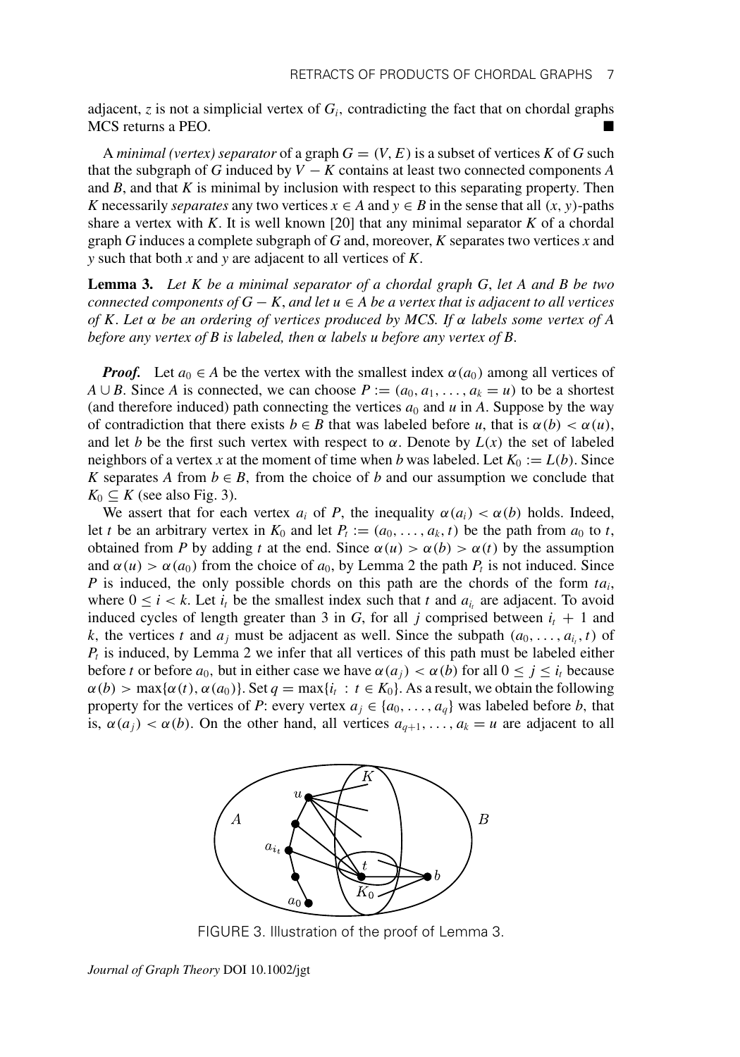adjacent, $z$ is not a simplicial vertex of $G_i$, contradicting the fact that on chordal graphs MCS returns a PEO. ∎

A *minimal (vertex) separator* of a graph $G = (V, E)$ is a subset of vertices $K$ of $G$ such that the subgraph of $G$ induced by $V - K$ contains at least two connected components $A$ and $B$, and that $K$ is minimal by inclusion with respect to this separating property. Then $K$ necessarily *separates* any two vertices $x \in A$ and $y \in B$ in the sense that all $(x, y)$-paths share a vertex with $K$. It is well known [20] that any minimal separator $K$ of a chordal graph $G$ induces a complete subgraph of $G$ and, moreover, $K$ separates two vertices $x$ and $y$ such that both $x$ and $y$ are adjacent to all vertices of $K$.

**Lemma 3.** *Let $K$ be a minimal separator of a chordal graph $G$, let $A$ and $B$ be two connected components of $G - K$, and let $u \in A$ be a vertex that is adjacent to all vertices of $K$. Let $\alpha$ be an ordering of vertices produced by MCS. If $\alpha$ labels some vertex of $A$ before any vertex of $B$ is labeled, then $\alpha$ labels $u$ before any vertex of $B$.*

***Proof.*** Let $a_0 \in A$ be the vertex with the smallest index $\alpha(a_0)$ among all vertices of $A \cup B$. Since $A$ is connected, we can choose $P := (a_0, a_1, \ldots, a_k = u)$ to be a shortest (and therefore induced) path connecting the vertices $a_0$ and $u$ in $A$. Suppose by the way of contradiction that there exists $b \in B$ that was labeled before $u$, that is $\alpha(b) < \alpha(u)$, and let $b$ be the first such vertex with respect to $\alpha$. Denote by $L(x)$ the set of labeled neighbors of a vertex $x$ at the moment of time when $b$ was labeled. Let $K_0 := L(b)$. Since $K$ separates $A$ from $b \in B$, from the choice of $b$ and our assumption we conclude that $K_0 \subseteq K$ (see also Fig. 3).

We assert that for each vertex $a_i$ of $P$, the inequality $\alpha(a_i) < \alpha(b)$ holds. Indeed, let $t$ be an arbitrary vertex in $K_0$ and let $P_t := (a_0, \ldots, a_k, t)$ be the path from $a_0$ to $t$, obtained from $P$ by adding $t$ at the end. Since $\alpha(u) > \alpha(b) > \alpha(t)$ by the assumption and $\alpha(u) > \alpha(a_0)$ from the choice of $a_0$, by Lemma 2 the path $P_t$ is not induced. Since $P$ is induced, the only possible chords on this path are the chords of the form $ta_i$, where $0 \leq i < k$. Let $i_t$ be the smallest index such that $t$ and $a_{i_t}$ are adjacent. To avoid induced cycles of length greater than 3 in $G$, for all $j$ comprised between $i_t + 1$ and $k$, the vertices $t$ and $a_j$ must be adjacent as well. Since the subpath $(a_0, \ldots, a_{i_t}, t)$ of $P_t$ is induced, by Lemma 2 we infer that all vertices of this path must be labeled either before $t$ or before $a_0$, but in either case we have $\alpha(a_j) < \alpha(b)$ for all $0 \leq j \leq i_t$ because $\alpha(b) > \max\{\alpha(t), \alpha(a_0)\}$. Set $q = \max\{i_t : t \in K_0\}$. As a result, we obtain the following property for the vertices of $P$: every vertex $a_j \in \{a_0, \ldots, a_q\}$ was labeled before $b$, that is, $\alpha(a_j) < \alpha(b)$. On the other hand, all vertices $a_{q+1}, \ldots, a_k = u$ are adjacent to all

FIGURE 3. Illustration of the proof of Lemma 3.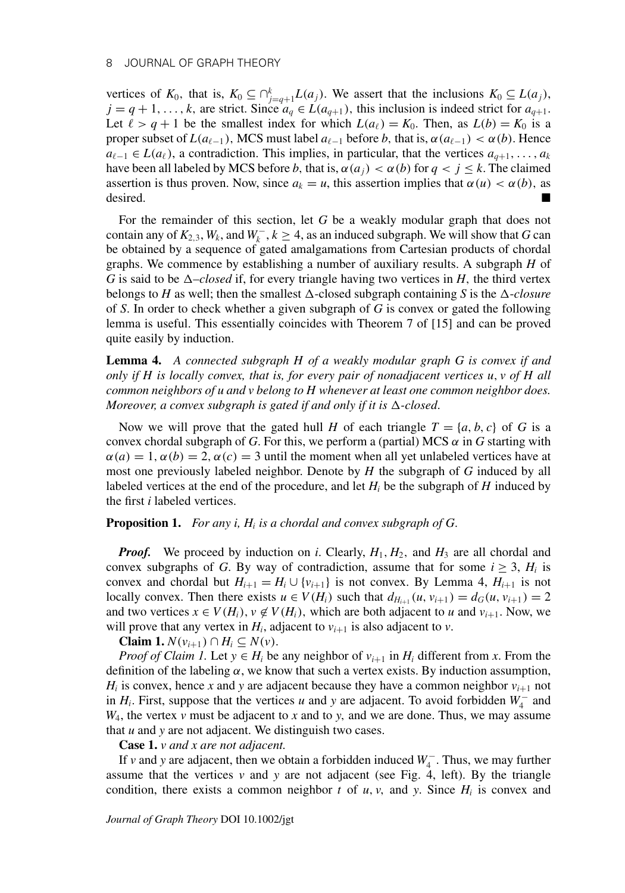vertices of $K_0$, that is, $K_0 \subseteq \cap_{j=q+1}^{k} L(a_j)$. We assert that the inclusions $K_0 \subseteq L(a_j)$, $j = q+1, \ldots, k$, are strict. Since $a_q \in L(a_{q+1})$, this inclusion is indeed strict for $a_{q+1}$. Let $\ell > q+1$ be the smallest index for which $L(a_\ell) = K_0$. Then, as $L(b) = K_0$ is a proper subset of $L(a_{\ell-1})$, MCS must label $a_{\ell-1}$ before $b$, that is, $\alpha(a_{\ell-1}) < \alpha(b)$. Hence $a_{\ell-1} \in L(a_\ell)$, a contradiction. This implies, in particular, that the vertices $a_{q+1}, \ldots, a_k$ have been all labeled by MCS before $b$, that is, $\alpha(a_j) < \alpha(b)$ for $q < j \leq k$. The claimed assertion is thus proven. Now, since $a_k = u$, this assertion implies that $\alpha(u) < \alpha(b)$, as desired. ∎

For the remainder of this section, let $G$ be a weakly modular graph that does not contain any of $K_{2,3}$, $W_k$, and $W_k^-$, $k \geq 4$, as an induced subgraph. We will show that $G$ can be obtained by a sequence of gated amalgamations from Cartesian products of chordal graphs. We commence by establishing a number of auxiliary results. A subgraph $H$ of $G$ is said to be $\Delta$*–closed* if, for every triangle having two vertices in $H$, the third vertex belongs to $H$ as well; then the smallest $\Delta$-closed subgraph containing $S$ is the $\Delta$*-closure* of $S$. In order to check whether a given subgraph of $G$ is convex or gated the following lemma is useful. This essentially coincides with Theorem 7 of [15] and can be proved quite easily by induction.

**Lemma 4.** *A connected subgraph $H$ of a weakly modular graph $G$ is convex if and only if $H$ is locally convex, that is, for every pair of nonadjacent vertices $u, v$ of $H$ all common neighbors of $u$ and $v$ belong to $H$ whenever at least one common neighbor does. Moreover, a convex subgraph is gated if and only if it is $\Delta$-closed.*

Now we will prove that the gated hull $H$ of each triangle $T = \{a, b, c\}$ of $G$ is a convex chordal subgraph of $G$. For this, we perform a (partial) MCS $\alpha$ in $G$ starting with $\alpha(a) = 1, \alpha(b) = 2, \alpha(c) = 3$ until the moment when all yet unlabeled vertices have at most one previously labeled neighbor. Denote by $H$ the subgraph of $G$ induced by all labeled vertices at the end of the procedure, and let $H_i$ be the subgraph of $H$ induced by the first $i$ labeled vertices.

**Proposition 1.** *For any $i$, $H_i$ is a chordal and convex subgraph of $G$.*

***Proof.*** We proceed by induction on $i$. Clearly, $H_1$, $H_2$, and $H_3$ are all chordal and convex subgraphs of $G$. By way of contradiction, assume that for some $i \geq 3$, $H_i$ is convex and chordal but $H_{i+1} = H_i \cup \{v_{i+1}\}$ is not convex. By Lemma 4, $H_{i+1}$ is not locally convex. Then there exists $u \in V(H_i)$ such that $d_{H_{i+1}}(u, v_{i+1}) = d_G(u, v_{i+1}) = 2$ and two vertices $x \in V(H_i)$, $v \notin V(H_i)$, which are both adjacent to $u$ and $v_{i+1}$. Now, we will prove that any vertex in $H_i$, adjacent to $v_{i+1}$ is also adjacent to $v$.

**Claim 1.** $N(v_{i+1}) \cap H_i \subseteq N(v)$.

*Proof of Claim 1.* Let $y \in H_i$ be any neighbor of $v_{i+1}$ in $H_i$ different from $x$. From the definition of the labeling $\alpha$, we know that such a vertex exists. By induction assumption, $H_i$ is convex, hence $x$ and $y$ are adjacent because they have a common neighbor $v_{i+1}$ not in $H_i$. First, suppose that the vertices $u$ and $y$ are adjacent. To avoid forbidden $W_4^-$ and $W_4$, the vertex $v$ must be adjacent to $x$ and to $y$, and we are done. Thus, we may assume that $u$ and $y$ are not adjacent. We distinguish two cases.

**Case 1.** *$v$ and $x$ are not adjacent.*

If $v$ and $y$ are adjacent, then we obtain a forbidden induced $W_4^-$. Thus, we may further assume that the vertices $v$ and $y$ are not adjacent (see Fig. 4, left). By the triangle condition, there exists a common neighbor $t$ of $u, v$, and $y$. Since $H_i$ is convex and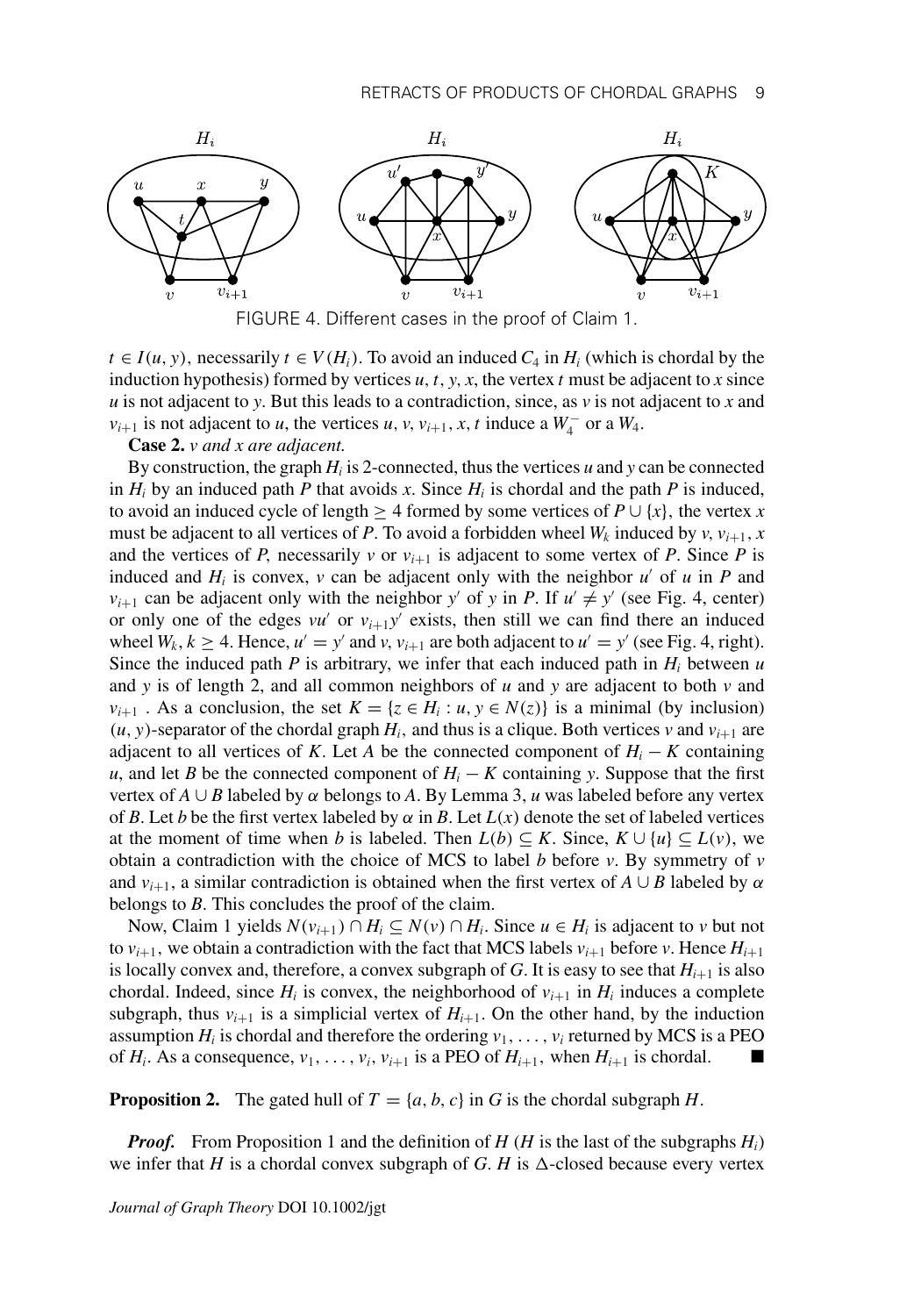FIGURE 4. Different cases in the proof of Claim 1.

$t \in I(u, y)$, necessarily $t \in V(H_i)$. To avoid an induced $C_4$ in $H_i$ (which is chordal by the induction hypothesis) formed by vertices $u, t, y, x$, the vertex $t$ must be adjacent to $x$ since $u$ is not adjacent to $y$. But this leads to a contradiction, since, as $v$ is not adjacent to $x$ and $v_{i+1}$ is not adjacent to $u$, the vertices $u, v, v_{i+1}, x, t$ induce a $W_4^-$ or a $W_4$.

**Case 2.** *$v$ and $x$ are adjacent.*

By construction, the graph $H_i$ is 2-connected, thus the vertices $u$ and $y$ can be connected in $H_i$ by an induced path $P$ that avoids $x$. Since $H_i$ is chordal and the path $P$ is induced, to avoid an induced cycle of length $\geq 4$ formed by some vertices of $P \cup \{x\}$, the vertex $x$ must be adjacent to all vertices of $P$. To avoid a forbidden wheel $W_k$ induced by $v$, $v_{i+1}$, $x$ and the vertices of $P$, necessarily $v$ or $v_{i+1}$ is adjacent to some vertex of $P$. Since $P$ is induced and $H_i$ is convex, $v$ can be adjacent only with the neighbor $u'$ of $u$ in $P$ and $v_{i+1}$ can be adjacent only with the neighbor $y'$ of $y$ in $P$. If $u' \neq y'$ (see Fig. 4, center) or only one of the edges $vu'$ or $v_{i+1}y'$ exists, then still we can find there an induced wheel $W_k$, $k \geq 4$. Hence, $u' = y'$ and $v$, $v_{i+1}$ are both adjacent to $u' = y'$ (see Fig. 4, right). Since the induced path $P$ is arbitrary, we infer that each induced path in $H_i$ between $u$ and $y$ is of length 2, and all common neighbors of $u$ and $y$ are adjacent to both $v$ and $v_{i+1}$ . As a conclusion, the set $K = \{z \in H_i : u, y \in N(z)\}$ is a minimal (by inclusion) $(u, y)$-separator of the chordal graph $H_i$, and thus is a clique. Both vertices $v$ and $v_{i+1}$ are adjacent to all vertices of $K$. Let $A$ be the connected component of $H_i - K$ containing $u$, and let $B$ be the connected component of $H_i - K$ containing $y$. Suppose that the first vertex of $A \cup B$ labeled by $\alpha$ belongs to $A$. By Lemma 3, $u$ was labeled before any vertex of $B$. Let $b$ be the first vertex labeled by $\alpha$ in $B$. Let $L(x)$ denote the set of labeled vertices at the moment of time when $b$ is labeled. Then $L(b) \subseteq K$. Since, $K \cup \{u\} \subseteq L(v)$, we obtain a contradiction with the choice of MCS to label $b$ before $v$. By symmetry of $v$ and $v_{i+1}$, a similar contradiction is obtained when the first vertex of $A \cup B$ labeled by $\alpha$ belongs to $B$. This concludes the proof of the claim.

Now, Claim 1 yields $N(v_{i+1}) \cap H_i \subseteq N(v) \cap H_i$. Since $u \in H_i$ is adjacent to $v$ but not to $v_{i+1}$, we obtain a contradiction with the fact that MCS labels $v_{i+1}$ before $v$. Hence $H_{i+1}$ is locally convex and, therefore, a convex subgraph of $G$. It is easy to see that $H_{i+1}$ is also chordal. Indeed, since $H_i$ is convex, the neighborhood of $v_{i+1}$ in $H_i$ induces a complete subgraph, thus $v_{i+1}$ is a simplicial vertex of $H_{i+1}$. On the other hand, by the induction assumption $H_i$ is chordal and therefore the ordering $v_1, \ldots, v_i$ returned by MCS is a PEO of $H_i$. As a consequence, $v_1, \ldots, v_i, v_{i+1}$ is a PEO of $H_{i+1}$, when $H_{i+1}$ is chordal. ■

**Proposition 2.** The gated hull of $T = \{a, b, c\}$ in $G$ is the chordal subgraph $H$.

***Proof.*** From Proposition 1 and the definition of $H$ ($H$ is the last of the subgraphs $H_i$) we infer that $H$ is a chordal convex subgraph of $G$. $H$ is $\Delta$-closed because every vertex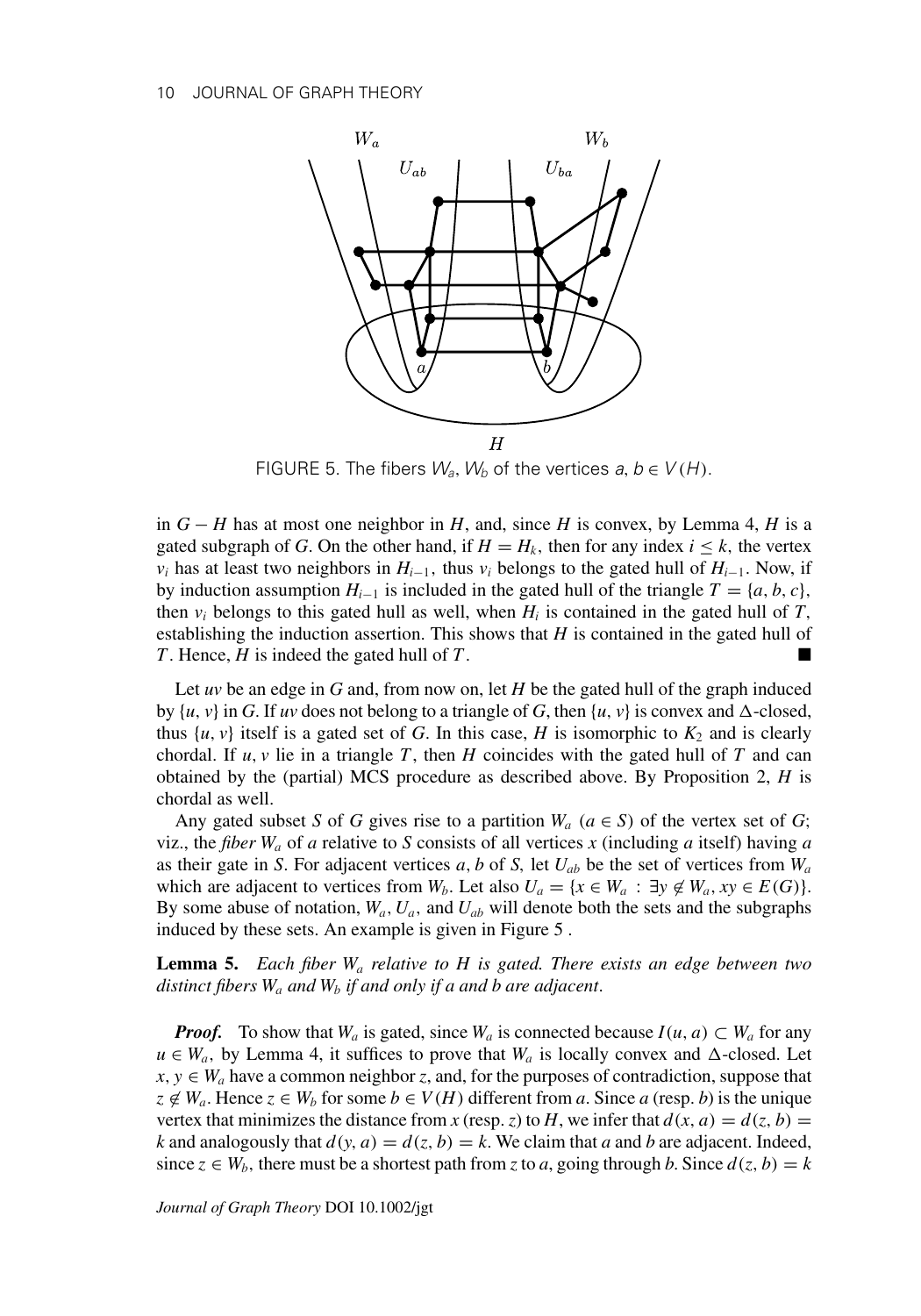FIGURE 5. The fibers $W_a$, $W_b$ of the vertices $a, b \in V(H)$.

in $G - H$ has at most one neighbor in $H$, and, since $H$ is convex, by Lemma 4, $H$ is a gated subgraph of $G$. On the other hand, if $H = H_k$, then for any index $i \leq k$, the vertex $v_i$ has at least two neighbors in $H_{i-1}$, thus $v_i$ belongs to the gated hull of $H_{i-1}$. Now, if by induction assumption $H_{i-1}$ is included in the gated hull of the triangle $T = \{a, b, c\}$, then $v_i$ belongs to this gated hull as well, when $H_i$ is contained in the gated hull of $T$, establishing the induction assertion. This shows that $H$ is contained in the gated hull of $T$. Hence, $H$ is indeed the gated hull of $T$. ■

Let $uv$ be an edge in $G$ and, from now on, let $H$ be the gated hull of the graph induced by $\{u, v\}$ in $G$. If $uv$ does not belong to a triangle of $G$, then $\{u, v\}$ is convex and $\Delta$-closed, thus $\{u, v\}$ itself is a gated set of $G$. In this case, $H$ is isomorphic to $K_2$ and is clearly chordal. If $u, v$ lie in a triangle $T$, then $H$ coincides with the gated hull of $T$ and can obtained by the (partial) MCS procedure as described above. By Proposition 2, $H$ is chordal as well.

Any gated subset $S$ of $G$ gives rise to a partition $W_a$ ($a \in S$) of the vertex set of $G$; viz., the *fiber* $W_a$ of $a$ relative to $S$ consists of all vertices $x$ (including $a$ itself) having $a$ as their gate in $S$. For adjacent vertices $a, b$ of $S$, let $U_{ab}$ be the set of vertices from $W_a$ which are adjacent to vertices from $W_b$. Let also $U_a = \{x \in W_a : \exists y \notin W_a, xy \in E(G)\}$. By some abuse of notation, $W_a$, $U_a$, and $U_{ab}$ will denote both the sets and the subgraphs induced by these sets. An example is given in Figure 5 .

**Lemma 5.** *Each fiber $W_a$ relative to $H$ is gated. There exists an edge between two distinct fibers $W_a$ and $W_b$ if and only if $a$ and $b$ are adjacent.*

***Proof.*** To show that $W_a$ is gated, since $W_a$ is connected because $I(u, a) \subset W_a$ for any $u \in W_a$, by Lemma 4, it suffices to prove that $W_a$ is locally convex and $\Delta$-closed. Let $x, y \in W_a$ have a common neighbor $z$, and, for the purposes of contradiction, suppose that $z \notin W_a$. Hence $z \in W_b$ for some $b \in V(H)$ different from $a$. Since $a$ (resp. $b$) is the unique vertex that minimizes the distance from $x$ (resp. $z$) to $H$, we infer that $d(x, a) = d(z, b) = k$ and analogously that $d(y, a) = d(z, b) = k$. We claim that $a$ and $b$ are adjacent. Indeed, since $z \in W_b$, there must be a shortest path from $z$ to $a$, going through $b$. Since $d(z, b) = k$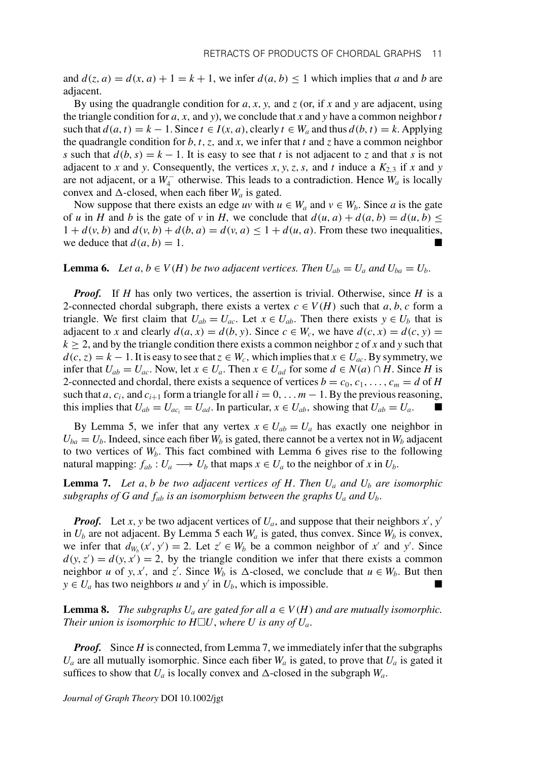and $d(z, a) = d(x, a) + 1 = k + 1$, we infer $d(a, b) \leq 1$ which implies that $a$ and $b$ are adjacent.

By using the quadrangle condition for $a$, $x$, $y$, and $z$ (or, if $x$ and $y$ are adjacent, using the triangle condition for $a$, $x$, and $y$), we conclude that $x$ and $y$ have a common neighbor $t$ such that $d(a, t) = k - 1$. Since $t \in I(x, a)$, clearly $t \in W_a$ and thus $d(b, t) = k$. Applying the quadrangle condition for $b$, $t$, $z$, and $x$, we infer that $t$ and $z$ have a common neighbor $s$ such that $d(b, s) = k - 1$. It is easy to see that $t$ is not adjacent to $z$ and that $s$ is not adjacent to $x$ and $y$. Consequently, the vertices $x, y, z, s$, and $t$ induce a $K_{2,3}$ if $x$ and $y$ are not adjacent, or a $W_4^-$ otherwise. This leads to a contradiction. Hence $W_a$ is locally convex and $\Delta$-closed, when each fiber $W_a$ is gated.

Now suppose that there exists an edge $uv$ with $u \in W_a$ and $v \in W_b$. Since $a$ is the gate of $u$ in $H$ and $b$ is the gate of $v$ in $H$, we conclude that $d(u, a) + d(a, b) = d(u, b) \leq 1 + d(v, b)$ and $d(v, b) + d(b, a) = d(v, a) \leq 1 + d(u, a)$. From these two inequalities, we deduce that $d(a, b) = 1$. ■

**Lemma 6.** *Let $a, b \in V(H)$ be two adjacent vertices. Then $U_{ab} = U_a$ and $U_{ba} = U_b$.*

***Proof.*** If $H$ has only two vertices, the assertion is trivial. Otherwise, since $H$ is a 2-connected chordal subgraph, there exists a vertex $c \in V(H)$ such that $a, b, c$ form a triangle. We first claim that $U_{ab} = U_{ac}$. Let $x \in U_{ab}$. Then there exists $y \in U_b$ that is adjacent to $x$ and clearly $d(a, x) = d(b, y)$. Since $c \in W_c$, we have $d(c, x) = d(c, y) = k \geq 2$, and by the triangle condition there exists a common neighbor $z$ of $x$ and $y$ such that $d(c, z) = k - 1$. It is easy to see that $z \in W_c$, which implies that $x \in U_{ac}$. By symmetry, we infer that $U_{ab} = U_{ac}$. Now, let $x \in U_a$. Then $x \in U_{ad}$ for some $d \in N(a) \cap H$. Since $H$ is 2-connected and chordal, there exists a sequence of vertices $b = c_0, c_1, \ldots, c_m = d$ of $H$ such that $a$, $c_i$, and $c_{i+1}$ form a triangle for all $i = 0, \ldots m - 1$. By the previous reasoning, this implies that $U_{ab} = U_{ac_i} = U_{ad}$. In particular, $x \in U_{ab}$, showing that $U_{ab} = U_a$. ■

By Lemma 5, we infer that any vertex $x \in U_{ab} = U_a$ has exactly one neighbor in $U_{ba} = U_b$. Indeed, since each fiber $W_b$ is gated, there cannot be a vertex not in $W_b$ adjacent to two vertices of $W_b$. This fact combined with Lemma 6 gives rise to the following natural mapping: $f_{ab} : U_a \longrightarrow U_b$ that maps $x \in U_a$ to the neighbor of $x$ in $U_b$.

**Lemma 7.** *Let $a, b$ be two adjacent vertices of $H$. Then $U_a$ and $U_b$ are isomorphic subgraphs of $G$ and $f_{ab}$ is an isomorphism between the graphs $U_a$ and $U_b$.*

***Proof.*** Let $x, y$ be two adjacent vertices of $U_a$, and suppose that their neighbors $x', y'$ in $U_b$ are not adjacent. By Lemma 5 each $W_a$ is gated, thus convex. Since $W_b$ is convex, we infer that $d_{W_b}(x', y') = 2$. Let $z' \in W_b$ be a common neighbor of $x'$ and $y'$. Since $d(y, z') = d(y, x') = 2$, by the triangle condition we infer that there exists a common neighbor $u$ of $y, x'$, and $z'$. Since $W_b$ is $\Delta$-closed, we conclude that $u \in W_b$. But then $y \in U_a$ has two neighbors $u$ and $y'$ in $U_b$, which is impossible. ■

**Lemma 8.** *The subgraphs $U_a$ are gated for all $a \in V(H)$ and are mutually isomorphic. Their union is isomorphic to $H \square U$, where $U$ is any of $U_a$.*

***Proof.*** Since $H$ is connected, from Lemma 7, we immediately infer that the subgraphs $U_a$ are all mutually isomorphic. Since each fiber $W_a$ is gated, to prove that $U_a$ is gated it suffices to show that $U_a$ is locally convex and $\Delta$-closed in the subgraph $W_a$.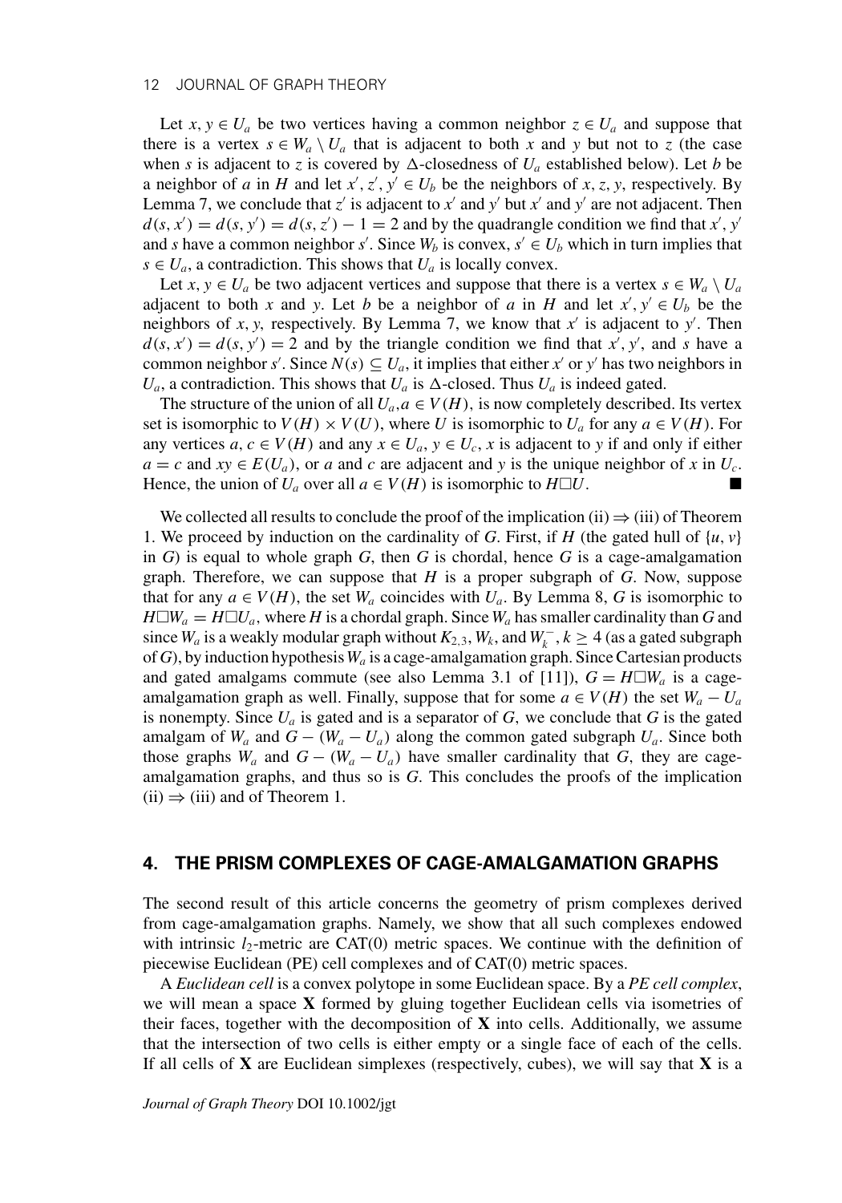Let $x, y \in U_a$ be two vertices having a common neighbor $z \in U_a$ and suppose that there is a vertex $s \in W_a \setminus U_a$ that is adjacent to both $x$ and $y$ but not to $z$ (the case when $s$ is adjacent to $z$ is covered by $\Delta$-closedness of $U_a$ established below). Let $b$ be a neighbor of $a$ in $H$ and let $x', z', y' \in U_b$ be the neighbors of $x, z, y$, respectively. By Lemma 7, we conclude that $z'$ is adjacent to $x'$ and $y'$ but $x'$ and $y'$ are not adjacent. Then $d(s, x') = d(s, y') = d(s, z') - 1 = 2$ and by the quadrangle condition we find that $x'$, $y'$ and $s$ have a common neighbor $s'$. Since $W_b$ is convex, $s' \in U_b$ which in turn implies that $s \in U_a$, a contradiction. This shows that $U_a$ is locally convex.

Let $x, y \in U_a$ be two adjacent vertices and suppose that there is a vertex $s \in W_a \setminus U_a$ adjacent to both $x$ and $y$. Let $b$ be a neighbor of $a$ in $H$ and let $x', y' \in U_b$ be the neighbors of $x, y$, respectively. By Lemma 7, we know that $x'$ is adjacent to $y'$. Then $d(s, x') = d(s, y') = 2$ and by the triangle condition we find that $x'$, $y'$, and $s$ have a common neighbor $s'$. Since $N(s) \subseteq U_a$, it implies that either $x'$ or $y'$ has two neighbors in $U_a$, a contradiction. This shows that $U_a$ is $\Delta$-closed. Thus $U_a$ is indeed gated.

The structure of the union of all $U_a, a \in V(H)$, is now completely described. Its vertex set is isomorphic to $V(H) \times V(U)$, where $U$ is isomorphic to $U_a$ for any $a \in V(H)$. For any vertices $a, c \in V(H)$ and any $x \in U_a$, $y \in U_c$, $x$ is adjacent to $y$ if and only if either $a = c$ and $xy \in E(U_a)$, or $a$ and $c$ are adjacent and $y$ is the unique neighbor of $x$ in $U_c$. Hence, the union of $U_a$ over all $a \in V(H)$ is isomorphic to $H \Box U$. ■

We collected all results to conclude the proof of the implication (ii) $\Rightarrow$ (iii) of Theorem 1. We proceed by induction on the cardinality of $G$. First, if $H$ (the gated hull of $\{u, v\}$ in $G$) is equal to whole graph $G$, then $G$ is chordal, hence $G$ is a cage-amalgamation graph. Therefore, we can suppose that $H$ is a proper subgraph of $G$. Now, suppose that for any $a \in V(H)$, the set $W_a$ coincides with $U_a$. By Lemma 8, $G$ is isomorphic to $H \Box W_a = H \Box U_a$, where $H$ is a chordal graph. Since $W_a$ has smaller cardinality than $G$ and since $W_a$ is a weakly modular graph without $K_{2,3}$, $W_k$, and $W_k^-$, $k \geq 4$ (as a gated subgraph of $G$), by induction hypothesis $W_a$ is a cage-amalgamation graph. Since Cartesian products and gated amalgams commute (see also Lemma 3.1 of [11]), $G = H \Box W_a$ is a cage-amalgamation graph as well. Finally, suppose that for some $a \in V(H)$ the set $W_a - U_a$ is nonempty. Since $U_a$ is gated and is a separator of $G$, we conclude that $G$ is the gated amalgam of $W_a$ and $G - (W_a - U_a)$ along the common gated subgraph $U_a$. Since both those graphs $W_a$ and $G - (W_a - U_a)$ have smaller cardinality that $G$, they are cage-amalgamation graphs, and thus so is $G$. This concludes the proofs of the implication (ii) $\Rightarrow$ (iii) and of Theorem 1.

## 4. THE PRISM COMPLEXES OF CAGE-AMALGAMATION GRAPHS

The second result of this article concerns the geometry of prism complexes derived from cage-amalgamation graphs. Namely, we show that all such complexes endowed with intrinsic $l_2$-metric are CAT(0) metric spaces. We continue with the definition of piecewise Euclidean (PE) cell complexes and of CAT(0) metric spaces.

A *Euclidean cell* is a convex polytope in some Euclidean space. By a *PE cell complex*, we will mean a space $\mathbf{X}$ formed by gluing together Euclidean cells via isometries of their faces, together with the decomposition of $\mathbf{X}$ into cells. Additionally, we assume that the intersection of two cells is either empty or a single face of each of the cells. If all cells of $\mathbf{X}$ are Euclidean simplexes (respectively, cubes), we will say that $\mathbf{X}$ is a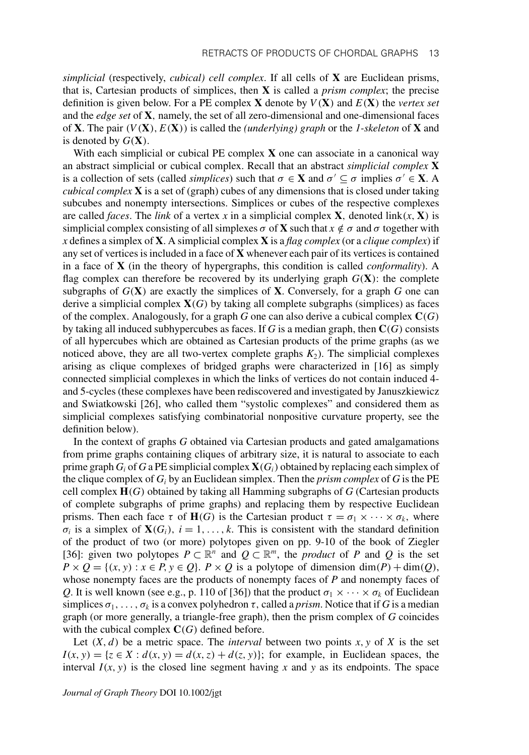*simplicial* (respectively, *cubical) cell complex*. If all cells of $\mathbf{X}$ are Euclidean prisms, that is, Cartesian products of simplices, then $\mathbf{X}$ is called a *prism complex*; the precise definition is given below. For a PE complex $\mathbf{X}$ denote by $V(\mathbf{X})$ and $E(\mathbf{X})$ the *vertex set* and the *edge set* of $\mathbf{X}$, namely, the set of all zero-dimensional and one-dimensional faces of $\mathbf{X}$. The pair $(V(\mathbf{X}), E(\mathbf{X}))$ is called the *(underlying) graph* or the *1-skeleton* of $\mathbf{X}$ and is denoted by $G(\mathbf{X})$.

With each simplicial or cubical PE complex $\mathbf{X}$ one can associate in a canonical way an abstract simplicial or cubical complex. Recall that an abstract *simplicial complex* $\mathbf{X}$ is a collection of sets (called *simplices*) such that $\sigma \in \mathbf{X}$ and $\sigma' \subseteq \sigma$ implies $\sigma' \in \mathbf{X}$. A *cubical complex* $\mathbf{X}$ is a set of (graph) cubes of any dimensions that is closed under taking subcubes and nonempty intersections. Simplices or cubes of the respective complexes are called *faces*. The *link* of a vertex $x$ in a simplicial complex $\mathbf{X}$, denoted $\text{link}(x, \mathbf{X})$ is simplicial complex consisting of all simplexes $\sigma$ of $\mathbf{X}$ such that $x \notin \sigma$ and $\sigma$ together with $x$ defines a simplex of $\mathbf{X}$. A simplicial complex $\mathbf{X}$ is a *flag complex* (or a *clique complex*) if any set of vertices is included in a face of $\mathbf{X}$ whenever each pair of its vertices is contained in a face of $\mathbf{X}$ (in the theory of hypergraphs, this condition is called *conformality*). A flag complex can therefore be recovered by its underlying graph $G(\mathbf{X})$: the complete subgraphs of $G(\mathbf{X})$ are exactly the simplices of $\mathbf{X}$. Conversely, for a graph $G$ one can derive a simplicial complex $\mathbf{X}(G)$ by taking all complete subgraphs (simplices) as faces of the complex. Analogously, for a graph $G$ one can also derive a cubical complex $\mathbf{C}(G)$ by taking all induced subhypercubes as faces. If $G$ is a median graph, then $\mathbf{C}(G)$ consists of all hypercubes which are obtained as Cartesian products of the prime graphs (as we noticed above, they are all two-vertex complete graphs $K_2$). The simplicial complexes arising as clique complexes of bridged graphs were characterized in [16] as simply connected simplicial complexes in which the links of vertices do not contain induced 4- and 5-cycles (these complexes have been rediscovered and investigated by Januszkiewicz and Swiatkowski [26], who called them "systolic complexes" and considered them as simplicial complexes satisfying combinatorial nonpositive curvature property, see the definition below).

In the context of graphs $G$ obtained via Cartesian products and gated amalgamations from prime graphs containing cliques of arbitrary size, it is natural to associate to each prime graph $G_i$ of $G$ a PE simplicial complex $\mathbf{X}(G_i)$ obtained by replacing each simplex of the clique complex of $G_i$ by an Euclidean simplex. Then the *prism complex* of $G$ is the PE cell complex $\mathbf{H}(G)$ obtained by taking all Hamming subgraphs of $G$ (Cartesian products of complete subgraphs of prime graphs) and replacing them by respective Euclidean prisms. Then each face $\tau$ of $\mathbf{H}(G)$ is the Cartesian product $\tau = \sigma_1 \times \cdots \times \sigma_k$, where $\sigma_i$ is a simplex of $\mathbf{X}(G_i)$, $i = 1, \ldots, k$. This is consistent with the standard definition of the product of two (or more) polytopes given on pp. 9-10 of the book of Ziegler [36]: given two polytopes $P \subset \mathbb{R}^n$ and $Q \subset \mathbb{R}^m$, the *product* of $P$ and $Q$ is the set $P \times Q = \{(x, y) : x \in P, y \in Q\}$. $P \times Q$ is a polytope of dimension $\dim(P) + \dim(Q)$, whose nonempty faces are the products of nonempty faces of $P$ and nonempty faces of $Q$. It is well known (see e.g., p. 110 of [36]) that the product $\sigma_1 \times \cdots \times \sigma_k$ of Euclidean simplices $\sigma_1, \ldots, \sigma_k$ is a convex polyhedron $\tau$, called a *prism*. Notice that if $G$ is a median graph (or more generally, a triangle-free graph), then the prism complex of $G$ coincides with the cubical complex $\mathbf{C}(G)$ defined before.

Let $(X, d)$ be a metric space. The *interval* between two points $x, y$ of $X$ is the set $I(x, y) = \{z \in X : d(x, y) = d(x, z) + d(z, y)\}$; for example, in Euclidean spaces, the interval $I(x, y)$ is the closed line segment having $x$ and $y$ as its endpoints. The space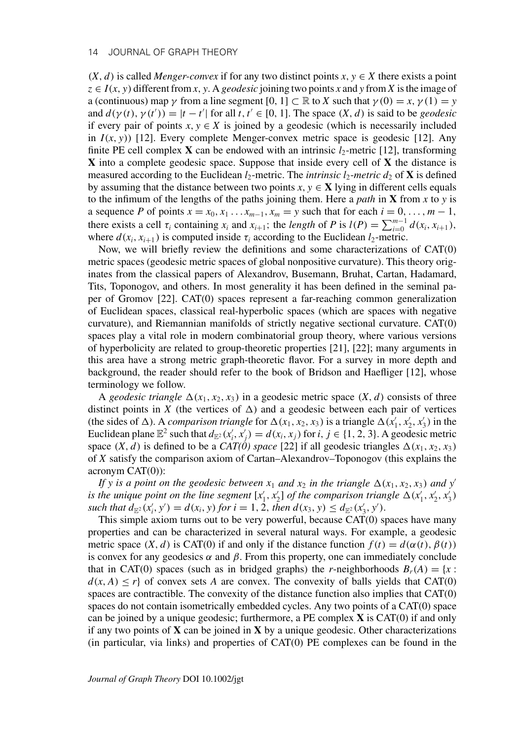$(X, d)$ is called *Menger-convex* if for any two distinct points $x, y \in X$ there exists a point $z \in I(x, y)$ different from $x, y$. A *geodesic* joining two points $x$ and $y$ from $X$ is the image of a (continuous) map $\gamma$ from a line segment $[0, 1] \subset \mathbb{R}$ to $X$ such that $\gamma(0) = x, \gamma(1) = y$ and $d(\gamma(t), \gamma(t')) = |t - t'|$ for all $t, t' \in [0, 1]$. The space $(X, d)$ is said to be *geodesic* if every pair of points $x, y \in X$ is joined by a geodesic (which is necessarily included in $I(x, y)$) [12]. Every complete Menger-convex metric space is geodesic [12]. Any finite PE cell complex $\mathbf{X}$ can be endowed with an intrinsic $l_2$-metric [12], transforming $\mathbf{X}$ into a complete geodesic space. Suppose that inside every cell of $\mathbf{X}$ the distance is measured according to the Euclidean $l_2$-metric. The *intrinsic $l_2$-metric* $d_2$ of $\mathbf{X}$ is defined by assuming that the distance between two points $x, y \in \mathbf{X}$ lying in different cells equals to the infimum of the lengths of the paths joining them. Here a *path* in $\mathbf{X}$ from $x$ to $y$ is a sequence $P$ of points $x = x_0, x_1 \ldots x_{m-1}, x_m = y$ such that for each $i = 0, \ldots, m-1$, there exists a cell $\tau_i$ containing $x_i$ and $x_{i+1}$; the *length* of $P$ is $l(P) = \sum_{i=0}^{m-1} d(x_i, x_{i+1})$, where $d(x_i, x_{i+1})$ is computed inside $\tau_i$ according to the Euclidean $l_2$-metric.

Now, we will briefly review the definitions and some characterizations of CAT(0) metric spaces (geodesic metric spaces of global nonpositive curvature). This theory originates from the classical papers of Alexandrov, Busemann, Bruhat, Cartan, Hadamard, Tits, Toponogov, and others. In most generality it has been defined in the seminal paper of Gromov [22]. CAT(0) spaces represent a far-reaching common generalization of Euclidean spaces, classical real-hyperbolic spaces (which are spaces with negative curvature), and Riemannian manifolds of strictly negative sectional curvature. CAT(0) spaces play a vital role in modern combinatorial group theory, where various versions of hyperbolicity are related to group-theoretic properties [21], [22]; many arguments in this area have a strong metric graph-theoretic flavor. For a survey in more depth and background, the reader should refer to the book of Bridson and Haefliger [12], whose terminology we follow.

A *geodesic triangle* $\Delta(x_1, x_2, x_3)$ in a geodesic metric space $(X, d)$ consists of three distinct points in $X$ (the vertices of $\Delta$) and a geodesic between each pair of vertices (the sides of $\Delta$). A *comparison triangle* for $\Delta(x_1, x_2, x_3)$ is a triangle $\Delta(x_1', x_2', x_3')$ in the Euclidean plane $\mathbb{E}^2$ such that $d_{\mathbb{E}^2}(x_i', x_j') = d(x_i, x_j)$ for $i, j \in \{1, 2, 3\}$. A geodesic metric space $(X, d)$ is defined to be a *CAT(0) space* [22] if all geodesic triangles $\Delta(x_1, x_2, x_3)$ of $X$ satisfy the comparison axiom of Cartan–Alexandrov–Toponogov (this explains the acronym CAT(0)):

*If $y$ is a point on the geodesic between $x_1$ and $x_2$ in the triangle $\Delta(x_1, x_2, x_3)$ and $y'$ is the unique point on the line segment $[x_1', x_2']$ of the comparison triangle $\Delta(x_1', x_2', x_3')$ such that $d_{\mathbb{E}^2}(x_i', y') = d(x_i, y)$ for $i = 1, 2$, then $d(x_3, y) \leq d_{\mathbb{E}^2}(x_3', y')$.*

This simple axiom turns out to be very powerful, because CAT(0) spaces have many properties and can be characterized in several natural ways. For example, a geodesic metric space $(X, d)$ is CAT(0) if and only if the distance function $f(t) = d(\alpha(t), \beta(t))$ is convex for any geodesics $\alpha$ and $\beta$. From this property, one can immediately conclude that in CAT(0) spaces (such as in bridged graphs) the $r$-neighborhoods $B_r(A) = \{x : d(x, A) \leq r\}$ of convex sets $A$ are convex. The convexity of balls yields that CAT(0) spaces are contractible. The convexity of the distance function also implies that CAT(0) spaces do not contain isometrically embedded cycles. Any two points of a CAT(0) space can be joined by a unique geodesic; furthermore, a PE complex $\mathbf{X}$ is CAT(0) if and only if any two points of $\mathbf{X}$ can be joined in $\mathbf{X}$ by a unique geodesic. Other characterizations (in particular, via links) and properties of CAT(0) PE complexes can be found in the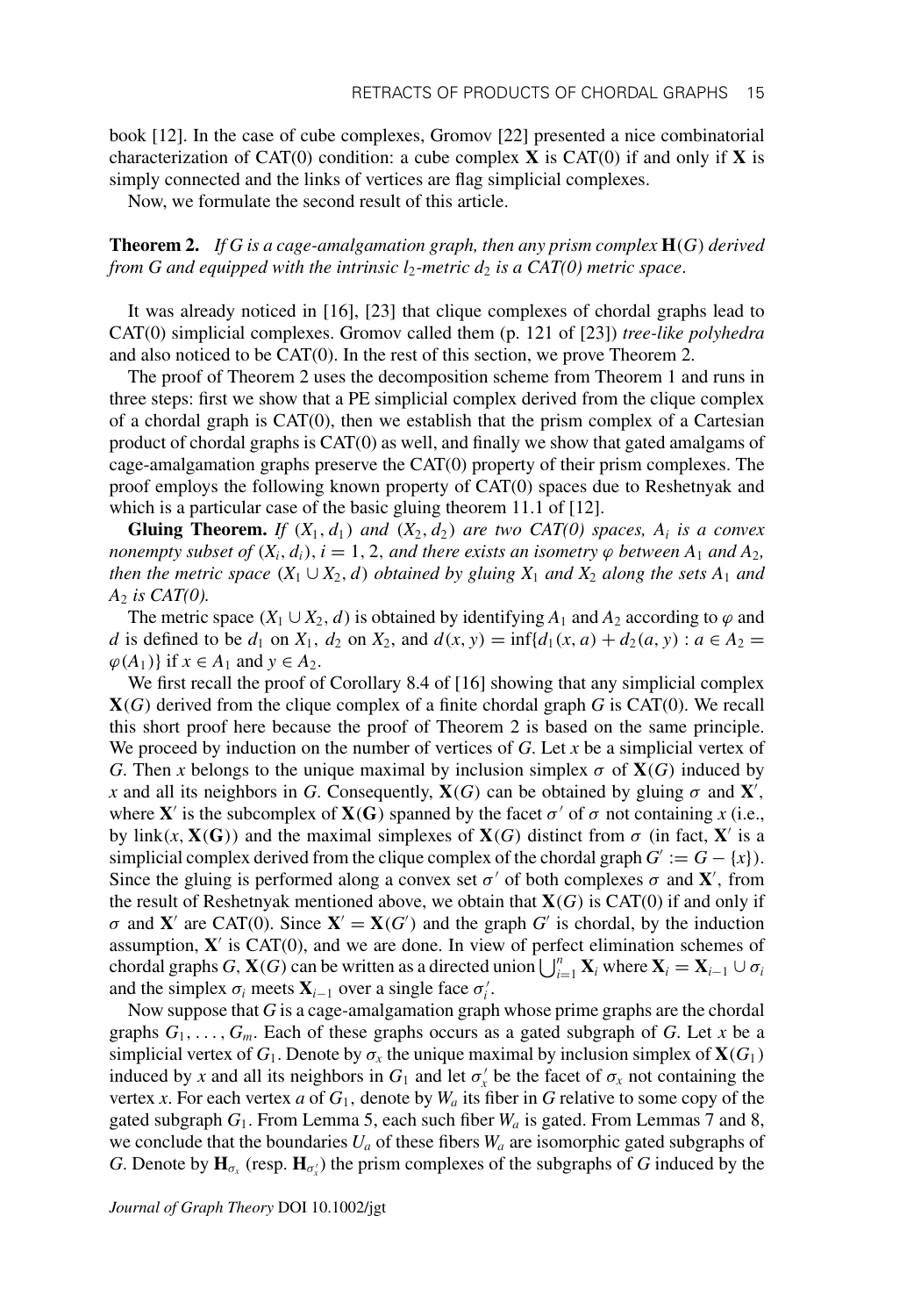book [12]. In the case of cube complexes, Gromov [22] presented a nice combinatorial characterization of CAT(0) condition: a cube complex $\mathbf{X}$ is CAT(0) if and only if $\mathbf{X}$ is simply connected and the links of vertices are flag simplicial complexes.

Now, we formulate the second result of this article.

**Theorem 2.** *If $G$ is a cage-amalgamation graph, then any prism complex $\mathbf{H}(G)$ derived from $G$ and equipped with the intrinsic $l_2$-metric $d_2$ is a CAT(0) metric space.*

It was already noticed in [16], [23] that clique complexes of chordal graphs lead to CAT(0) simplicial complexes. Gromov called them (p. 121 of [23]) *tree-like polyhedra* and also noticed to be CAT(0). In the rest of this section, we prove Theorem 2.

The proof of Theorem 2 uses the decomposition scheme from Theorem 1 and runs in three steps: first we show that a PE simplicial complex derived from the clique complex of a chordal graph is CAT(0), then we establish that the prism complex of a Cartesian product of chordal graphs is CAT(0) as well, and finally we show that gated amalgams of cage-amalgamation graphs preserve the CAT(0) property of their prism complexes. The proof employs the following known property of CAT(0) spaces due to Reshetnyak and which is a particular case of the basic gluing theorem 11.1 of [12].

**Gluing Theorem.** *If $(X_1, d_1)$ and $(X_2, d_2)$ are two CAT(0) spaces, $A_i$ is a convex nonempty subset of $(X_i, d_i)$, $i = 1, 2$, and there exists an isometry $\varphi$ between $A_1$ and $A_2$, then the metric space $(X_1 \cup X_2, d)$ obtained by gluing $X_1$ and $X_2$ along the sets $A_1$ and $A_2$ is CAT(0).*

The metric space $(X_1 \cup X_2, d)$ is obtained by identifying $A_1$ and $A_2$ according to $\varphi$ and $d$ is defined to be $d_1$ on $X_1$, $d_2$ on $X_2$, and $d(x, y) = \inf\{d_1(x, a) + d_2(a, y) : a \in A_2 = \varphi(A_1)\}$ if $x \in A_1$ and $y \in A_2$.

We first recall the proof of Corollary 8.4 of [16] showing that any simplicial complex $\mathbf{X}(G)$ derived from the clique complex of a finite chordal graph $G$ is CAT(0). We recall this short proof here because the proof of Theorem 2 is based on the same principle. We proceed by induction on the number of vertices of $G$. Let $x$ be a simplicial vertex of $G$. Then $x$ belongs to the unique maximal by inclusion simplex $\sigma$ of $\mathbf{X}(G)$ induced by $x$ and all its neighbors in $G$. Consequently, $\mathbf{X}(G)$ can be obtained by gluing $\sigma$ and $\mathbf{X}'$, where $\mathbf{X}'$ is the subcomplex of $\mathbf{X}(\mathbf{G})$ spanned by the facet $\sigma'$ of $\sigma$ not containing $x$ (i.e., by $\text{link}(x, \mathbf{X}(\mathbf{G}))$ and the maximal simplexes of $\mathbf{X}(G)$ distinct from $\sigma$ (in fact, $\mathbf{X}'$ is a simplicial complex derived from the clique complex of the chordal graph $G' := G - \{x\}$). Since the gluing is performed along a convex set $\sigma'$ of both complexes $\sigma$ and $\mathbf{X}'$, from the result of Reshetnyak mentioned above, we obtain that $\mathbf{X}(G)$ is CAT(0) if and only if $\sigma$ and $\mathbf{X}'$ are CAT(0). Since $\mathbf{X}' = \mathbf{X}(G')$ and the graph $G'$ is chordal, by the induction assumption, $\mathbf{X}'$ is CAT(0), and we are done. In view of perfect elimination schemes of chordal graphs $G$, $\mathbf{X}(G)$ can be written as a directed union $\bigcup_{i=1}^{n} \mathbf{X}_i$ where $\mathbf{X}_i = \mathbf{X}_{i-1} \cup \sigma_i$ and the simplex $\sigma_i$ meets $\mathbf{X}_{i-1}$ over a single face $\sigma_i'$.

Now suppose that $G$ is a cage-amalgamation graph whose prime graphs are the chordal graphs $G_1, \ldots, G_m$. Each of these graphs occurs as a gated subgraph of $G$. Let $x$ be a simplicial vertex of $G_1$. Denote by $\sigma_x$ the unique maximal by inclusion simplex of $\mathbf{X}(G_1)$ induced by $x$ and all its neighbors in $G_1$ and let $\sigma_x'$ be the facet of $\sigma_x$ not containing the vertex $x$. For each vertex $a$ of $G_1$, denote by $W_a$ its fiber in $G$ relative to some copy of the gated subgraph $G_1$. From Lemma 5, each such fiber $W_a$ is gated. From Lemmas 7 and 8, we conclude that the boundaries $U_a$ of these fibers $W_a$ are isomorphic gated subgraphs of $G$. Denote by $\mathbf{H}_{\sigma_x}$ (resp. $\mathbf{H}_{\sigma_x'}$) the prism complexes of the subgraphs of $G$ induced by the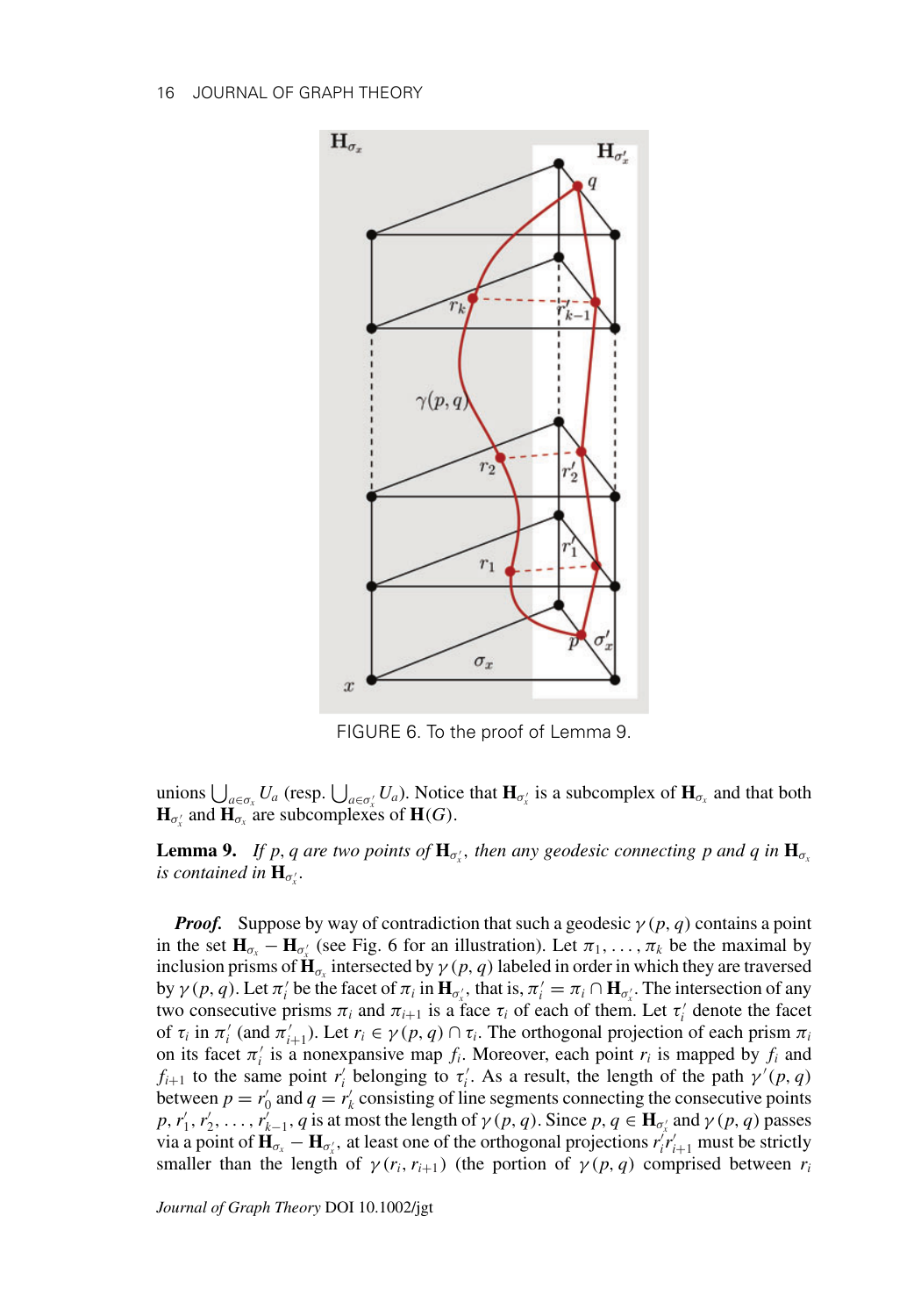FIGURE 6. To the proof of Lemma 9.

unions $\bigcup_{a\in\sigma_x} U_a$ (resp. $\bigcup_{a\in\sigma'_x} U_a$). Notice that $\mathbf{H}_{\sigma'_x}$ is a subcomplex of $\mathbf{H}_{\sigma_x}$ and that both $\mathbf{H}_{\sigma'_x}$ and $\mathbf{H}_{\sigma_x}$ are subcomplexes of $\mathbf{H}(G)$.

**Lemma 9.** *If $p, q$ are two points of $\mathbf{H}_{\sigma'_x}$, then any geodesic connecting $p$ and $q$ in $\mathbf{H}_{\sigma_x}$ is contained in $\mathbf{H}_{\sigma'_x}$.*

***Proof.*** Suppose by way of contradiction that such a geodesic $\gamma(p, q)$ contains a point in the set $\mathbf{H}_{\sigma_x} - \mathbf{H}_{\sigma'_x}$ (see Fig. 6 for an illustration). Let $\pi_1, \ldots, \pi_k$ be the maximal by inclusion prisms of $\mathbf{H}_{\sigma_x}$ intersected by $\gamma(p, q)$ labeled in order in which they are traversed by $\gamma(p, q)$. Let $\pi'_i$ be the facet of $\pi_i$ in $\mathbf{H}_{\sigma'_x}$, that is, $\pi'_i = \pi_i \cap \mathbf{H}_{\sigma'_x}$. The intersection of any two consecutive prisms $\pi_i$ and $\pi_{i+1}$ is a face $\tau_i$ of each of them. Let $\tau'_i$ denote the facet of $\tau_i$ in $\pi'_i$ (and $\pi'_{i+1}$). Let $r_i \in \gamma(p, q) \cap \tau_i$. The orthogonal projection of each prism $\pi_i$ on its facet $\pi'_i$ is a nonexpansive map $f_i$. Moreover, each point $r_i$ is mapped by $f_i$ and $f_{i+1}$ to the same point $r'_i$ belonging to $\tau'_i$. As a result, the length of the path $\gamma'(p, q)$ between $p = r'_0$ and $q = r'_k$ consisting of line segments connecting the consecutive points $p, r'_1, r'_2, \ldots, r'_{k-1}, q$ is at most the length of $\gamma(p, q)$. Since $p, q \in \mathbf{H}_{\sigma'_x}$ and $\gamma(p, q)$ passes via a point of $\mathbf{H}_{\sigma_x} - \mathbf{H}_{\sigma'_x}$, at least one of the orthogonal projections $r'_i r'_{i+1}$ must be strictly smaller than the length of $\gamma(r_i, r_{i+1})$ (the portion of $\gamma(p, q)$ comprised between $r_i$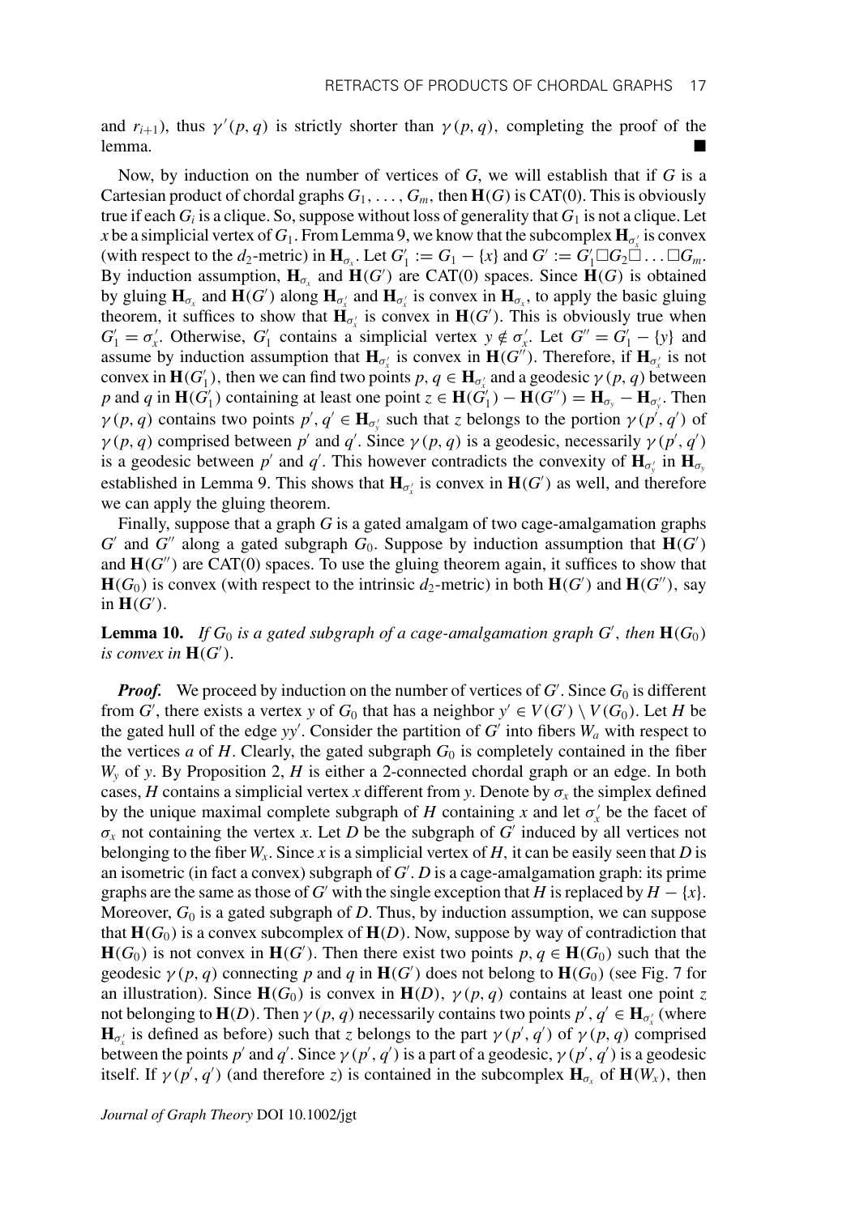and $r_{i+1}$), thus $\gamma'(p, q)$ is strictly shorter than $\gamma(p, q)$, completing the proof of the lemma. ■

Now, by induction on the number of vertices of $G$, we will establish that if $G$ is a Cartesian product of chordal graphs $G_1, \ldots, G_m$, then $\mathbf{H}(G)$ is CAT(0). This is obviously true if each $G_i$ is a clique. So, suppose without loss of generality that $G_1$ is not a clique. Let $x$ be a simplicial vertex of $G_1$. From Lemma 9, we know that the subcomplex $\mathbf{H}_{\sigma'_x}$ is convex (with respect to the $d_2$-metric) in $\mathbf{H}_{\sigma_x}$. Let $G'_1 := G_1 - \{x\}$ and $G' := G'_1 \square G_2 \square \ldots \square G_m$. By induction assumption, $\mathbf{H}_{\sigma_x}$ and $\mathbf{H}(G')$ are CAT(0) spaces. Since $\mathbf{H}(G)$ is obtained by gluing $\mathbf{H}_{\sigma_x}$ and $\mathbf{H}(G')$ along $\mathbf{H}_{\sigma'_x}$ and $\mathbf{H}_{\sigma'_x}$ is convex in $\mathbf{H}_{\sigma_x}$, to apply the basic gluing theorem, it suffices to show that $\mathbf{H}_{\sigma'_x}$ is convex in $\mathbf{H}(G')$. This is obviously true when $G'_1 = \sigma'_x$. Otherwise, $G'_1$ contains a simplicial vertex $y \notin \sigma'_x$. Let $G'' = G'_1 - \{y\}$ and assume by induction assumption that $\mathbf{H}_{\sigma'_x}$ is convex in $\mathbf{H}(G'')$. Therefore, if $\mathbf{H}_{\sigma'_x}$ is not convex in $\mathbf{H}(G'_1)$, then we can find two points $p, q \in \mathbf{H}_{\sigma'_x}$ and a geodesic $\gamma(p, q)$ between $p$ and $q$ in $\mathbf{H}(G'_1)$ containing at least one point $z \in \mathbf{H}(G'_1) - \mathbf{H}(G'') = \mathbf{H}_{\sigma_y} - \mathbf{H}_{\sigma'_y}$. Then $\gamma(p, q)$ contains two points $p', q' \in \mathbf{H}_{\sigma'_y}$ such that $z$ belongs to the portion $\gamma(p', q')$ of $\gamma(p, q)$ comprised between $p'$ and $q'$. Since $\gamma(p, q)$ is a geodesic, necessarily $\gamma(p', q')$ is a geodesic between $p'$ and $q'$. This however contradicts the convexity of $\mathbf{H}_{\sigma'_y}$ in $\mathbf{H}_{\sigma_y}$ established in Lemma 9. This shows that $\mathbf{H}_{\sigma'_x}$ is convex in $\mathbf{H}(G')$ as well, and therefore we can apply the gluing theorem.

Finally, suppose that a graph $G$ is a gated amalgam of two cage-amalgamation graphs $G'$ and $G''$ along a gated subgraph $G_0$. Suppose by induction assumption that $\mathbf{H}(G')$ and $\mathbf{H}(G'')$ are CAT(0) spaces. To use the gluing theorem again, it suffices to show that $\mathbf{H}(G_0)$ is convex (with respect to the intrinsic $d_2$-metric) in both $\mathbf{H}(G')$ and $\mathbf{H}(G'')$, say in $\mathbf{H}(G')$.

**Lemma 10.** *If $G_0$ is a gated subgraph of a cage-amalgamation graph $G'$, then $\mathbf{H}(G_0)$ is convex in $\mathbf{H}(G')$.*

***Proof.*** We proceed by induction on the number of vertices of $G'$. Since $G_0$ is different from $G'$, there exists a vertex $y$ of $G_0$ that has a neighbor $y' \in V(G') \setminus V(G_0)$. Let $H$ be the gated hull of the edge $yy'$. Consider the partition of $G'$ into fibers $W_a$ with respect to the vertices $a$ of $H$. Clearly, the gated subgraph $G_0$ is completely contained in the fiber $W_y$ of $y$. By Proposition 2, $H$ is either a 2-connected chordal graph or an edge. In both cases, $H$ contains a simplicial vertex $x$ different from $y$. Denote by $\sigma_x$ the simplex defined by the unique maximal complete subgraph of $H$ containing $x$ and let $\sigma'_x$ be the facet of $\sigma_x$ not containing the vertex $x$. Let $D$ be the subgraph of $G'$ induced by all vertices not belonging to the fiber $W_x$. Since $x$ is a simplicial vertex of $H$, it can be easily seen that $D$ is an isometric (in fact a convex) subgraph of $G'$. $D$ is a cage-amalgamation graph: its prime graphs are the same as those of $G'$ with the single exception that $H$ is replaced by $H - \{x\}$. Moreover, $G_0$ is a gated subgraph of $D$. Thus, by induction assumption, we can suppose that $\mathbf{H}(G_0)$ is a convex subcomplex of $\mathbf{H}(D)$. Now, suppose by way of contradiction that $\mathbf{H}(G_0)$ is not convex in $\mathbf{H}(G')$. Then there exist two points $p, q \in \mathbf{H}(G_0)$ such that the geodesic $\gamma(p, q)$ connecting $p$ and $q$ in $\mathbf{H}(G')$ does not belong to $\mathbf{H}(G_0)$ (see Fig. 7 for an illustration). Since $\mathbf{H}(G_0)$ is convex in $\mathbf{H}(D)$, $\gamma(p, q)$ contains at least one point $z$ not belonging to $\mathbf{H}(D)$. Then $\gamma(p, q)$ necessarily contains two points $p', q' \in \mathbf{H}_{\sigma'_x}$ (where $\mathbf{H}_{\sigma'_x}$ is defined as before) such that $z$ belongs to the part $\gamma(p', q')$ of $\gamma(p, q)$ comprised between the points $p'$ and $q'$. Since $\gamma(p', q')$ is a part of a geodesic, $\gamma(p', q')$ is a geodesic itself. If $\gamma(p', q')$ (and therefore $z$) is contained in the subcomplex $\mathbf{H}_{\sigma_x}$ of $\mathbf{H}(W_x)$, then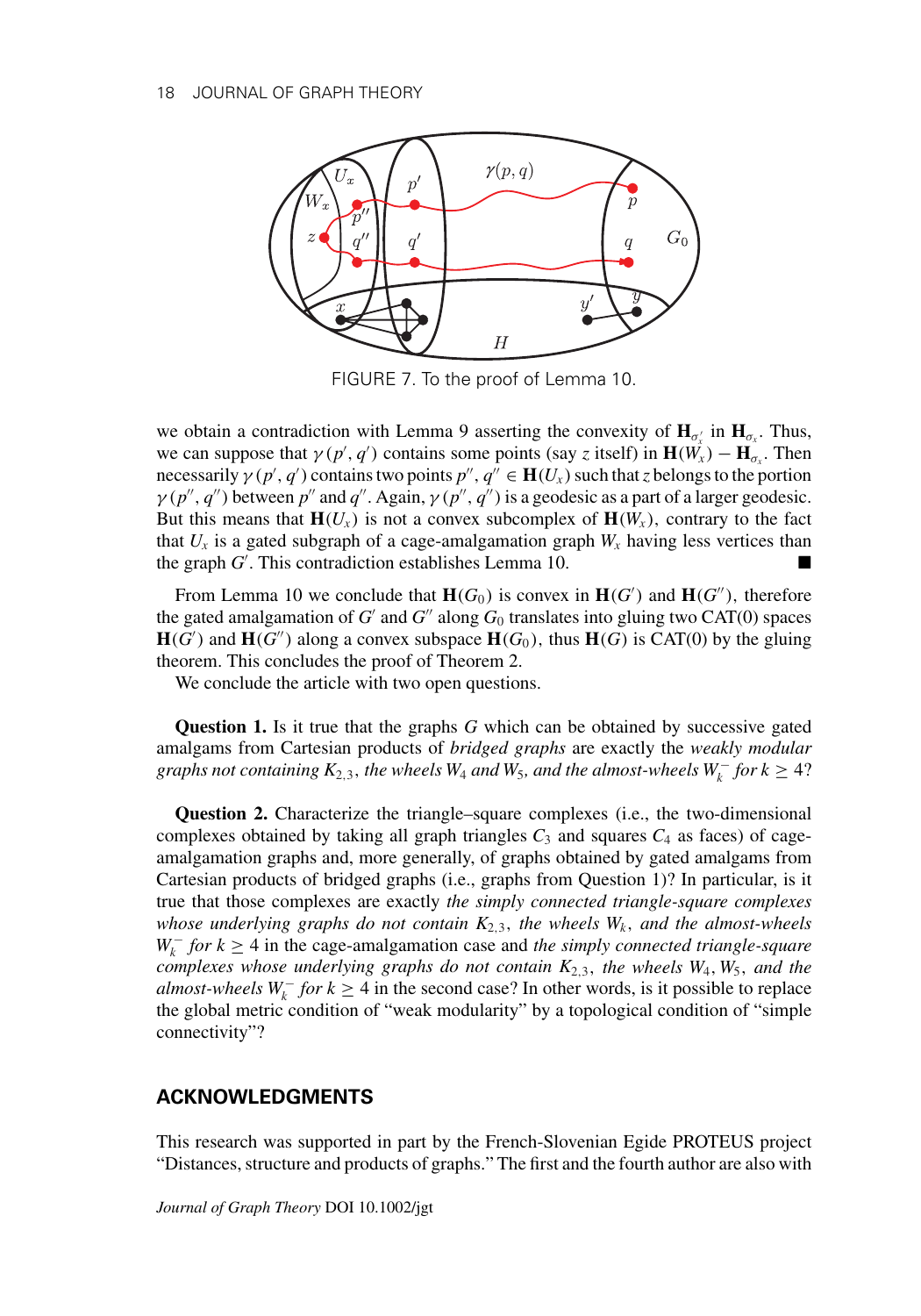FIGURE 7. To the proof of Lemma 10.

we obtain a contradiction with Lemma 9 asserting the convexity of $\mathbf{H}_{\sigma'_x}$ in $\mathbf{H}_{\sigma_x}$. Thus, we can suppose that $\gamma(p', q')$ contains some points (say $z$ itself) in $\mathbf{H}(W_x) - \mathbf{H}_{\sigma_x}$. Then necessarily $\gamma(p', q')$ contains two points $p'', q'' \in \mathbf{H}(U_x)$ such that $z$ belongs to the portion $\gamma(p'', q'')$ between $p''$ and $q''$. Again, $\gamma(p'', q'')$ is a geodesic as a part of a larger geodesic. But this means that $\mathbf{H}(U_x)$ is not a convex subcomplex of $\mathbf{H}(W_x)$, contrary to the fact that $U_x$ is a gated subgraph of a cage-amalgamation graph $W_x$ having less vertices than the graph $G'$. This contradiction establishes Lemma 10. ∎

From Lemma 10 we conclude that $\mathbf{H}(G_0)$ is convex in $\mathbf{H}(G')$ and $\mathbf{H}(G'')$, therefore the gated amalgamation of $G'$ and $G''$ along $G_0$ translates into gluing two CAT(0) spaces $\mathbf{H}(G')$ and $\mathbf{H}(G'')$ along a convex subspace $\mathbf{H}(G_0)$, thus $\mathbf{H}(G)$ is CAT(0) by the gluing theorem. This concludes the proof of Theorem 2.

We conclude the article with two open questions.

**Question 1.** Is it true that the graphs $G$ which can be obtained by successive gated amalgams from Cartesian products of *bridged graphs* are exactly the *weakly modular graphs not containing* $K_{2,3}$*, the wheels* $W_4$ *and* $W_5$*, and the almost-wheels* $W_k^-$ *for* $k \geq 4$?

**Question 2.** Characterize the triangle–square complexes (i.e., the two-dimensional complexes obtained by taking all graph triangles $C_3$ and squares $C_4$ as faces) of cage-amalgamation graphs and, more generally, of graphs obtained by gated amalgams from Cartesian products of bridged graphs (i.e., graphs from Question 1)? In particular, is it true that those complexes are exactly *the simply connected triangle-square complexes whose underlying graphs do not contain* $K_{2,3}$*, the wheels* $W_k$*, and the almost-wheels* $W_k^-$ *for* $k \geq 4$ in the cage-amalgamation case and *the simply connected triangle-square complexes whose underlying graphs do not contain* $K_{2,3}$*, the wheels* $W_4, W_5$*, and the almost-wheels* $W_k^-$ *for* $k \geq 4$ in the second case? In other words, is it possible to replace the global metric condition of "weak modularity" by a topological condition of "simple connectivity"?

## ACKNOWLEDGMENTS

This research was supported in part by the French-Slovenian Egide PROTEUS project "Distances, structure and products of graphs." The first and the fourth author are also with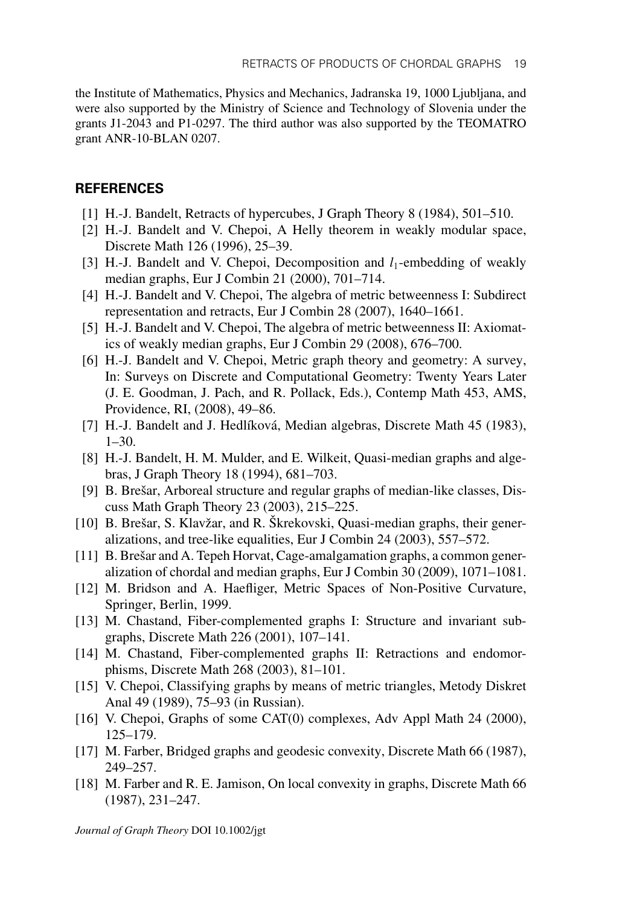the Institute of Mathematics, Physics and Mechanics, Jadranska 19, 1000 Ljubljana, and were also supported by the Ministry of Science and Technology of Slovenia under the grants J1-2043 and P1-0297. The third author was also supported by the TEOMATRO grant ANR-10-BLAN 0207.

## REFERENCES

[1] H.-J. Bandelt, Retracts of hypercubes, J Graph Theory 8 (1984), 501–510.

[2] H.-J. Bandelt and V. Chepoi, A Helly theorem in weakly modular space, Discrete Math 126 (1996), 25–39.

[3] H.-J. Bandelt and V. Chepoi, Decomposition and $l_1$-embedding of weakly median graphs, Eur J Combin 21 (2000), 701–714.

[4] H.-J. Bandelt and V. Chepoi, The algebra of metric betweenness I: Subdirect representation and retracts, Eur J Combin 28 (2007), 1640–1661.

[5] H.-J. Bandelt and V. Chepoi, The algebra of metric betweenness II: Axiomatics of weakly median graphs, Eur J Combin 29 (2008), 676–700.

[6] H.-J. Bandelt and V. Chepoi, Metric graph theory and geometry: A survey, In: Surveys on Discrete and Computational Geometry: Twenty Years Later (J. E. Goodman, J. Pach, and R. Pollack, Eds.), Contemp Math 453, AMS, Providence, RI, (2008), 49–86.

[7] H.-J. Bandelt and J. Hedlíková, Median algebras, Discrete Math 45 (1983), 1–30.

[8] H.-J. Bandelt, H. M. Mulder, and E. Wilkeit, Quasi-median graphs and algebras, J Graph Theory 18 (1994), 681–703.

[9] B. Brešar, Arboreal structure and regular graphs of median-like classes, Discuss Math Graph Theory 23 (2003), 215–225.

[10] B. Brešar, S. Klavžar, and R. Škrekovski, Quasi-median graphs, their generalizations, and tree-like equalities, Eur J Combin 24 (2003), 557–572.

[11] B. Brešar and A. Tepeh Horvat, Cage-amalgamation graphs, a common generalization of chordal and median graphs, Eur J Combin 30 (2009), 1071–1081.

[12] M. Bridson and A. Haefliger, Metric Spaces of Non-Positive Curvature, Springer, Berlin, 1999.

[13] M. Chastand, Fiber-complemented graphs I: Structure and invariant subgraphs, Discrete Math 226 (2001), 107–141.

[14] M. Chastand, Fiber-complemented graphs II: Retractions and endomorphisms, Discrete Math 268 (2003), 81–101.

[15] V. Chepoi, Classifying graphs by means of metric triangles, Metody Diskret Anal 49 (1989), 75–93 (in Russian).

[16] V. Chepoi, Graphs of some CAT(0) complexes, Adv Appl Math 24 (2000), 125–179.

[17] M. Farber, Bridged graphs and geodesic convexity, Discrete Math 66 (1987), 249–257.

[18] M. Farber and R. E. Jamison, On local convexity in graphs, Discrete Math 66 (1987), 231–247.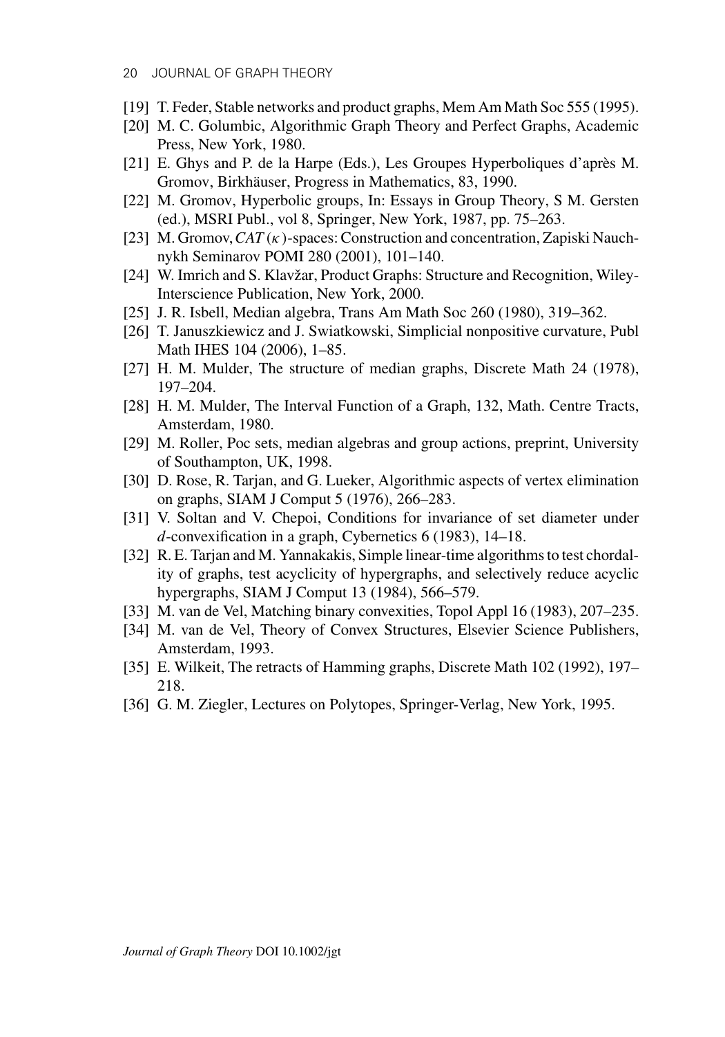[19] T. Feder, Stable networks and product graphs, Mem Am Math Soc 555 (1995).

[20] M. C. Golumbic, Algorithmic Graph Theory and Perfect Graphs, Academic Press, New York, 1980.

[21] E. Ghys and P. de la Harpe (Eds.), Les Groupes Hyperboliques d'après M. Gromov, Birkhäuser, Progress in Mathematics, 83, 1990.

[22] M. Gromov, Hyperbolic groups, In: Essays in Group Theory, S M. Gersten (ed.), MSRI Publ., vol 8, Springer, New York, 1987, pp. 75–263.

[23] M. Gromov, $CAT(\kappa)$-spaces: Construction and concentration, Zapiski Nauchnykh Seminarov POMI 280 (2001), 101–140.

[24] W. Imrich and S. Klavžar, Product Graphs: Structure and Recognition, Wiley-Interscience Publication, New York, 2000.

[25] J. R. Isbell, Median algebra, Trans Am Math Soc 260 (1980), 319–362.

[26] T. Januszkiewicz and J. Swiatkowski, Simplicial nonpositive curvature, Publ Math IHES 104 (2006), 1–85.

[27] H. M. Mulder, The structure of median graphs, Discrete Math 24 (1978), 197–204.

[28] H. M. Mulder, The Interval Function of a Graph, 132, Math. Centre Tracts, Amsterdam, 1980.

[29] M. Roller, Poc sets, median algebras and group actions, preprint, University of Southampton, UK, 1998.

[30] D. Rose, R. Tarjan, and G. Lueker, Algorithmic aspects of vertex elimination on graphs, SIAM J Comput 5 (1976), 266–283.

[31] V. Soltan and V. Chepoi, Conditions for invariance of set diameter under $d$-convexification in a graph, Cybernetics 6 (1983), 14–18.

[32] R. E. Tarjan and M. Yannakakis, Simple linear-time algorithms to test chordality of graphs, test acyclicity of hypergraphs, and selectively reduce acyclic hypergraphs, SIAM J Comput 13 (1984), 566–579.

[33] M. van de Vel, Matching binary convexities, Topol Appl 16 (1983), 207–235.

[34] M. van de Vel, Theory of Convex Structures, Elsevier Science Publishers, Amsterdam, 1993.

[35] E. Wilkeit, The retracts of Hamming graphs, Discrete Math 102 (1992), 197–218.

[36] G. M. Ziegler, Lectures on Polytopes, Springer-Verlag, New York, 1995.